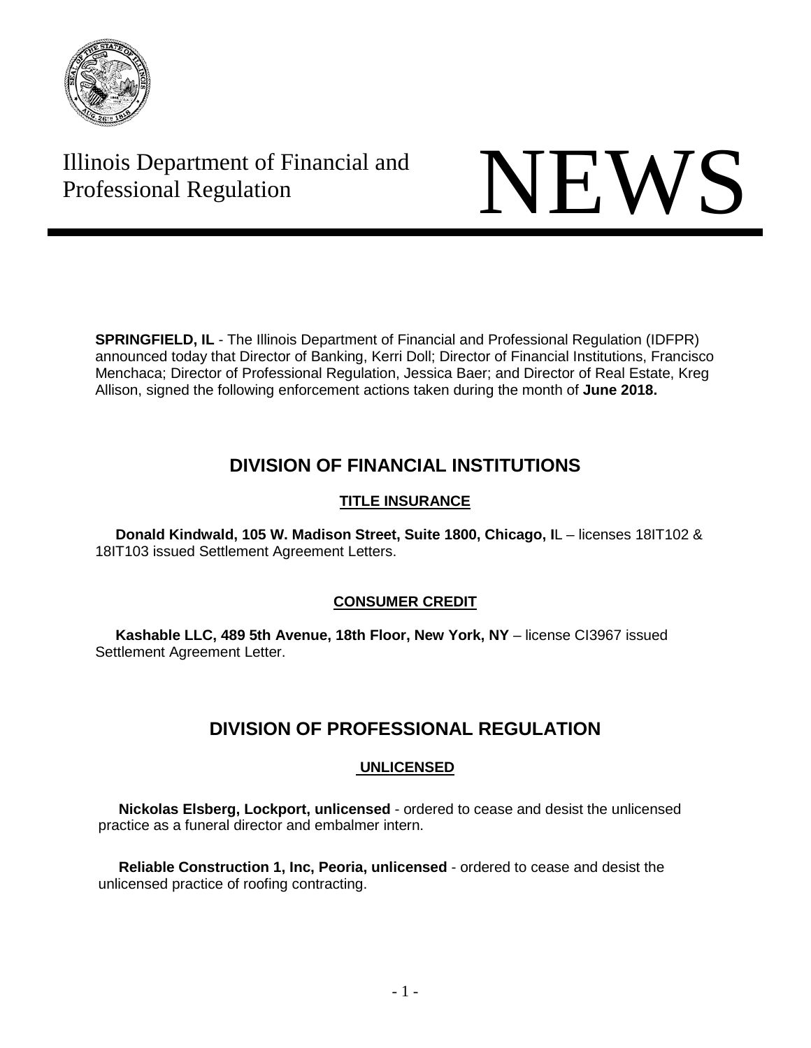Illinois Department of Financial and Professional Regulation

# NEWS

**SPRINGFIELD, IL** - The Illinois Department of Financial and Professional Regulation (IDFPR) announced today that Director of Banking, Kerri Doll; Director of Financial Institutions, Francisco Menchaca; Director of Professional Regulation, Jessica Baer; and Director of Real Estate, Kreg Allison, signed the following enforcement actions taken during the month of **June 2018.**

## DIVISION OF FINANCIAL INSTITUTIONS

### TITLE INSURANCE

**Donald Kindwald, 105 W. Madison Street, Suite 1800, Chicago, I**L – licenses 18IT102 & 18IT103 issued Settlement Agreement Letters.

### CONSUMER CREDIT

**Kashable LLC, 489 5th Avenue, 18th Floor, New York, NY** – license CI3967 issued Settlement Agreement Letter.

## DIVISION OF PROFESSIONAL REGULATION

### UNLICENSED

**Nickolas Elsberg, Lockport, unlicensed** - ordered to cease and desist the unlicensed practice as a funeral director and embalmer intern.

**Reliable Construction 1, Inc, Peoria, unlicensed** - ordered to cease and desist the unlicensed practice of roofing contracting.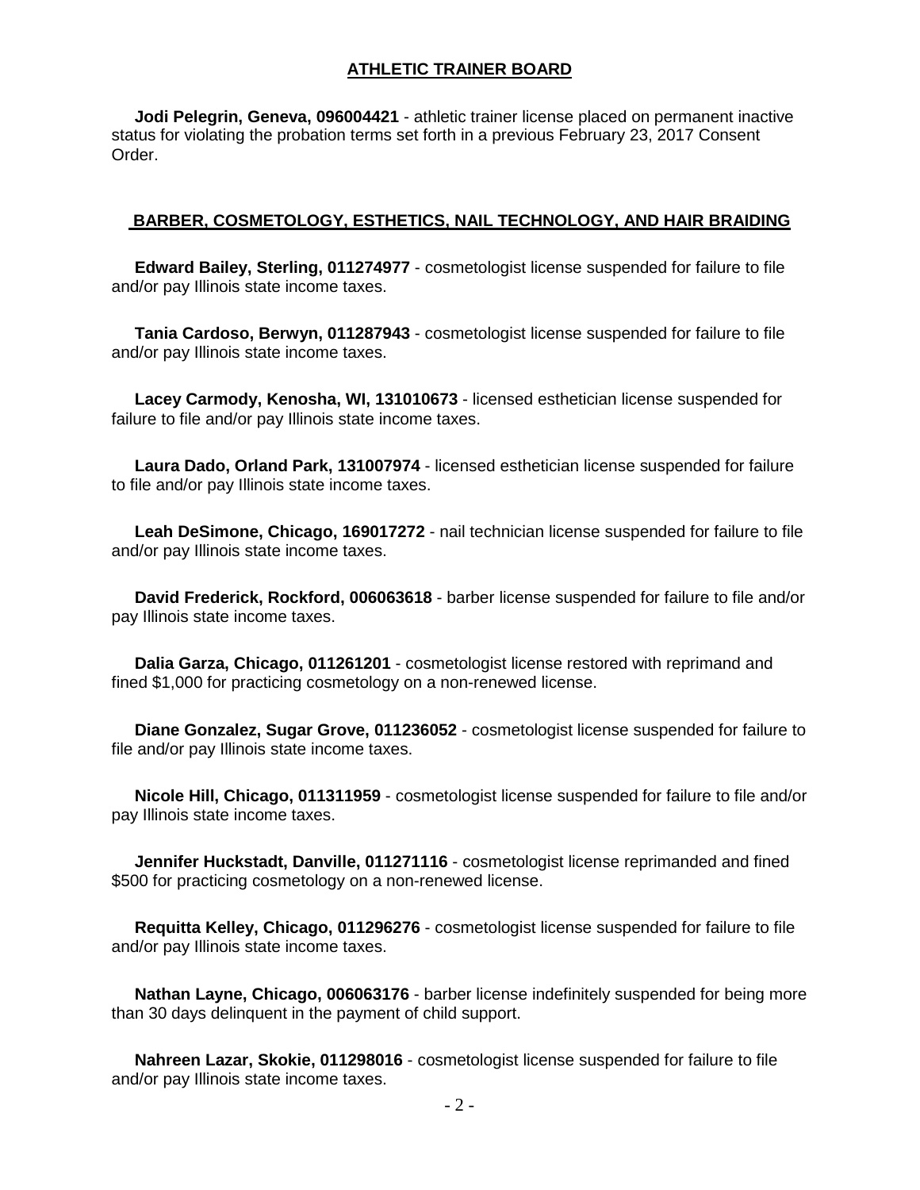## ATHLETIC TRAINER BOARD

**Jodi Pelegrin, Geneva, 096004421** - athletic trainer license placed on permanent inactive status for violating the probation terms set forth in a previous February 23, 2017 Consent Order.

## BARBER, COSMETOLOGY, ESTHETICS, NAIL TECHNOLOGY, AND HAIR BRAIDING

**Edward Bailey, Sterling, 011274977** - cosmetologist license suspended for failure to file and/or pay Illinois state income taxes.

**Tania Cardoso, Berwyn, 011287943** - cosmetologist license suspended for failure to file and/or pay Illinois state income taxes.

**Lacey Carmody, Kenosha, WI, 131010673** - licensed esthetician license suspended for failure to file and/or pay Illinois state income taxes.

**Laura Dado, Orland Park, 131007974** - licensed esthetician license suspended for failure to file and/or pay Illinois state income taxes.

**Leah DeSimone, Chicago, 169017272** - nail technician license suspended for failure to file and/or pay Illinois state income taxes.

**David Frederick, Rockford, 006063618** - barber license suspended for failure to file and/or pay Illinois state income taxes.

**Dalia Garza, Chicago, 011261201** - cosmetologist license restored with reprimand and fined $1,000 for practicing cosmetology on a non-renewed license.

**Diane Gonzalez, Sugar Grove, 011236052** - cosmetologist license suspended for failure to file and/or pay Illinois state income taxes.

**Nicole Hill, Chicago, 011311959** - cosmetologist license suspended for failure to file and/or pay Illinois state income taxes.

**Jennifer Huckstadt, Danville, 011271116** - cosmetologist license reprimanded and fined $500 for practicing cosmetology on a non-renewed license.

**Requitta Kelley, Chicago, 011296276** - cosmetologist license suspended for failure to file and/or pay Illinois state income taxes.

**Nathan Layne, Chicago, 006063176** - barber license indefinitely suspended for being more than 30 days delinquent in the payment of child support.

**Nahreen Lazar, Skokie, 011298016** - cosmetologist license suspended for failure to file and/or pay Illinois state income taxes.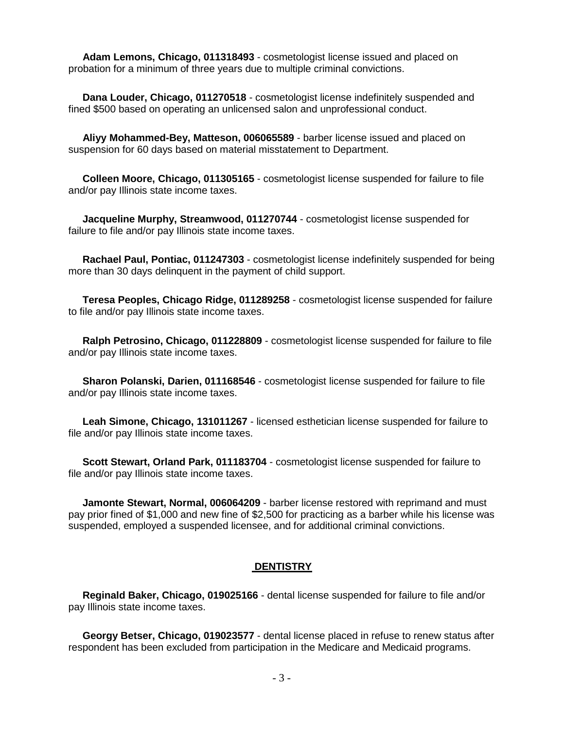**Adam Lemons, Chicago, 011318493** - cosmetologist license issued and placed on probation for a minimum of three years due to multiple criminal convictions.

**Dana Louder, Chicago, 011270518** - cosmetologist license indefinitely suspended and fined $500 based on operating an unlicensed salon and unprofessional conduct.

**Aliyy Mohammed-Bey, Matteson, 006065589** - barber license issued and placed on suspension for 60 days based on material misstatement to Department.

**Colleen Moore, Chicago, 011305165** - cosmetologist license suspended for failure to file and/or pay Illinois state income taxes.

**Jacqueline Murphy, Streamwood, 011270744** - cosmetologist license suspended for failure to file and/or pay Illinois state income taxes.

**Rachael Paul, Pontiac, 011247303** - cosmetologist license indefinitely suspended for being more than 30 days delinquent in the payment of child support.

**Teresa Peoples, Chicago Ridge, 011289258** - cosmetologist license suspended for failure to file and/or pay Illinois state income taxes.

**Ralph Petrosino, Chicago, 011228809** - cosmetologist license suspended for failure to file and/or pay Illinois state income taxes.

**Sharon Polanski, Darien, 011168546** - cosmetologist license suspended for failure to file and/or pay Illinois state income taxes.

**Leah Simone, Chicago, 131011267** - licensed esthetician license suspended for failure to file and/or pay Illinois state income taxes.

**Scott Stewart, Orland Park, 011183704** - cosmetologist license suspended for failure to file and/or pay Illinois state income taxes.

**Jamonte Stewart, Normal, 006064209** - barber license restored with reprimand and must pay prior fined of $1,000 and new fine of $2,500 for practicing as a barber while his license was suspended, employed a suspended licensee, and for additional criminal convictions.

## DENTISTRY

**Reginald Baker, Chicago, 019025166** - dental license suspended for failure to file and/or pay Illinois state income taxes.

**Georgy Betser, Chicago, 019023577** - dental license placed in refuse to renew status after respondent has been excluded from participation in the Medicare and Medicaid programs.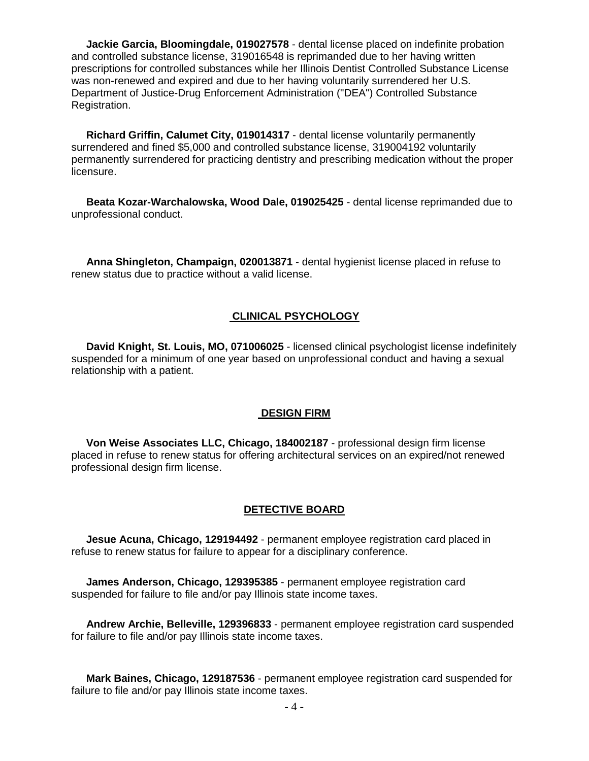**Jackie Garcia, Bloomingdale, 019027578** - dental license placed on indefinite probation and controlled substance license, 319016548 is reprimanded due to her having written prescriptions for controlled substances while her Illinois Dentist Controlled Substance License was non-renewed and expired and due to her having voluntarily surrendered her U.S. Department of Justice-Drug Enforcement Administration ("DEA") Controlled Substance Registration.

**Richard Griffin, Calumet City, 019014317** - dental license voluntarily permanently surrendered and fined $5,000 and controlled substance license, 319004192 voluntarily permanently surrendered for practicing dentistry and prescribing medication without the proper licensure.

**Beata Kozar-Warchalowska, Wood Dale, 019025425** - dental license reprimanded due to unprofessional conduct.

**Anna Shingleton, Champaign, 020013871** - dental hygienist license placed in refuse to renew status due to practice without a valid license.

## CLINICAL PSYCHOLOGY

**David Knight, St. Louis, MO, 071006025** - licensed clinical psychologist license indefinitely suspended for a minimum of one year based on unprofessional conduct and having a sexual relationship with a patient.

## DESIGN FIRM

**Von Weise Associates LLC, Chicago, 184002187** - professional design firm license placed in refuse to renew status for offering architectural services on an expired/not renewed professional design firm license.

## DETECTIVE BOARD

**Jesue Acuna, Chicago, 129194492** - permanent employee registration card placed in refuse to renew status for failure to appear for a disciplinary conference.

**James Anderson, Chicago, 129395385** - permanent employee registration card suspended for failure to file and/or pay Illinois state income taxes.

**Andrew Archie, Belleville, 129396833** - permanent employee registration card suspended for failure to file and/or pay Illinois state income taxes.

**Mark Baines, Chicago, 129187536** - permanent employee registration card suspended for failure to file and/or pay Illinois state income taxes.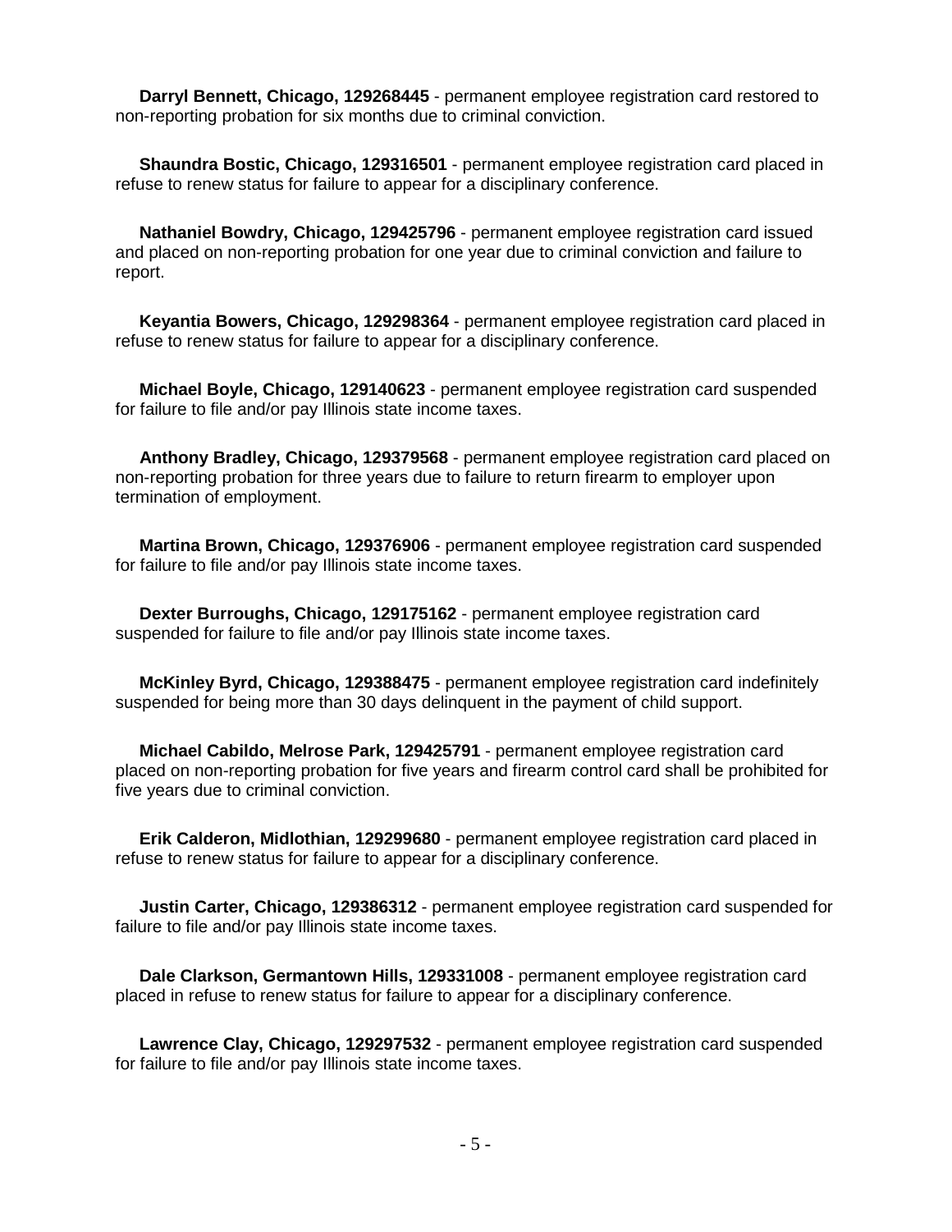**Darryl Bennett, Chicago, 129268445** - permanent employee registration card restored to non-reporting probation for six months due to criminal conviction.

**Shaundra Bostic, Chicago, 129316501** - permanent employee registration card placed in refuse to renew status for failure to appear for a disciplinary conference.

**Nathaniel Bowdry, Chicago, 129425796** - permanent employee registration card issued and placed on non-reporting probation for one year due to criminal conviction and failure to report.

**Keyantia Bowers, Chicago, 129298364** - permanent employee registration card placed in refuse to renew status for failure to appear for a disciplinary conference.

**Michael Boyle, Chicago, 129140623** - permanent employee registration card suspended for failure to file and/or pay Illinois state income taxes.

**Anthony Bradley, Chicago, 129379568** - permanent employee registration card placed on non-reporting probation for three years due to failure to return firearm to employer upon termination of employment.

**Martina Brown, Chicago, 129376906** - permanent employee registration card suspended for failure to file and/or pay Illinois state income taxes.

**Dexter Burroughs, Chicago, 129175162** - permanent employee registration card suspended for failure to file and/or pay Illinois state income taxes.

**McKinley Byrd, Chicago, 129388475** - permanent employee registration card indefinitely suspended for being more than 30 days delinquent in the payment of child support.

**Michael Cabildo, Melrose Park, 129425791** - permanent employee registration card placed on non-reporting probation for five years and firearm control card shall be prohibited for five years due to criminal conviction.

**Erik Calderon, Midlothian, 129299680** - permanent employee registration card placed in refuse to renew status for failure to appear for a disciplinary conference.

**Justin Carter, Chicago, 129386312** - permanent employee registration card suspended for failure to file and/or pay Illinois state income taxes.

**Dale Clarkson, Germantown Hills, 129331008** - permanent employee registration card placed in refuse to renew status for failure to appear for a disciplinary conference.

**Lawrence Clay, Chicago, 129297532** - permanent employee registration card suspended for failure to file and/or pay Illinois state income taxes.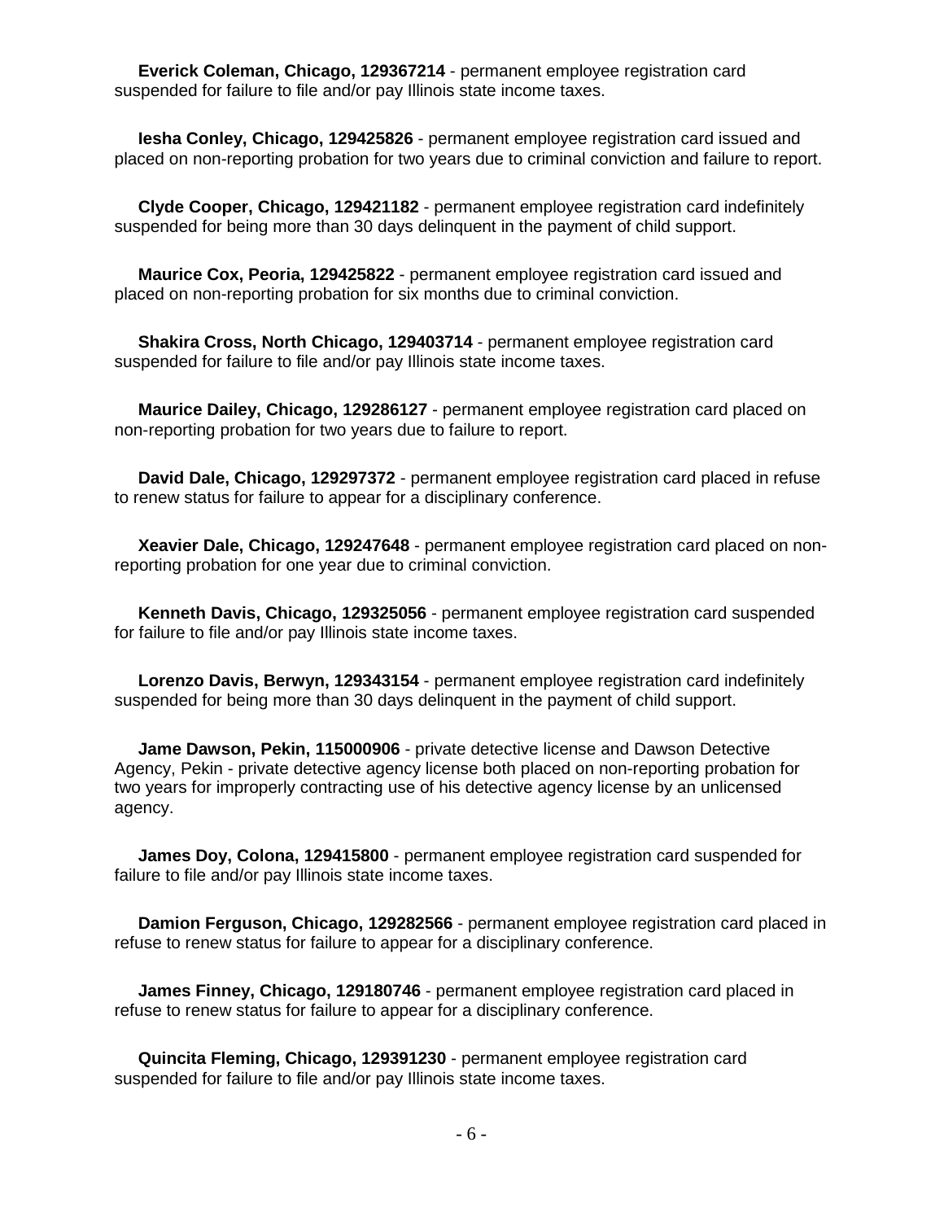**Everick Coleman, Chicago, 129367214** - permanent employee registration card suspended for failure to file and/or pay Illinois state income taxes.

**Iesha Conley, Chicago, 129425826** - permanent employee registration card issued and placed on non-reporting probation for two years due to criminal conviction and failure to report.

**Clyde Cooper, Chicago, 129421182** - permanent employee registration card indefinitely suspended for being more than 30 days delinquent in the payment of child support.

**Maurice Cox, Peoria, 129425822** - permanent employee registration card issued and placed on non-reporting probation for six months due to criminal conviction.

**Shakira Cross, North Chicago, 129403714** - permanent employee registration card suspended for failure to file and/or pay Illinois state income taxes.

**Maurice Dailey, Chicago, 129286127** - permanent employee registration card placed on non-reporting probation for two years due to failure to report.

**David Dale, Chicago, 129297372** - permanent employee registration card placed in refuse to renew status for failure to appear for a disciplinary conference.

**Xeavier Dale, Chicago, 129247648** - permanent employee registration card placed on non-reporting probation for one year due to criminal conviction.

**Kenneth Davis, Chicago, 129325056** - permanent employee registration card suspended for failure to file and/or pay Illinois state income taxes.

**Lorenzo Davis, Berwyn, 129343154** - permanent employee registration card indefinitely suspended for being more than 30 days delinquent in the payment of child support.

**Jame Dawson, Pekin, 115000906** - private detective license and Dawson Detective Agency, Pekin - private detective agency license both placed on non-reporting probation for two years for improperly contracting use of his detective agency license by an unlicensed agency.

**James Doy, Colona, 129415800** - permanent employee registration card suspended for failure to file and/or pay Illinois state income taxes.

**Damion Ferguson, Chicago, 129282566** - permanent employee registration card placed in refuse to renew status for failure to appear for a disciplinary conference.

**James Finney, Chicago, 129180746** - permanent employee registration card placed in refuse to renew status for failure to appear for a disciplinary conference.

**Quincita Fleming, Chicago, 129391230** - permanent employee registration card suspended for failure to file and/or pay Illinois state income taxes.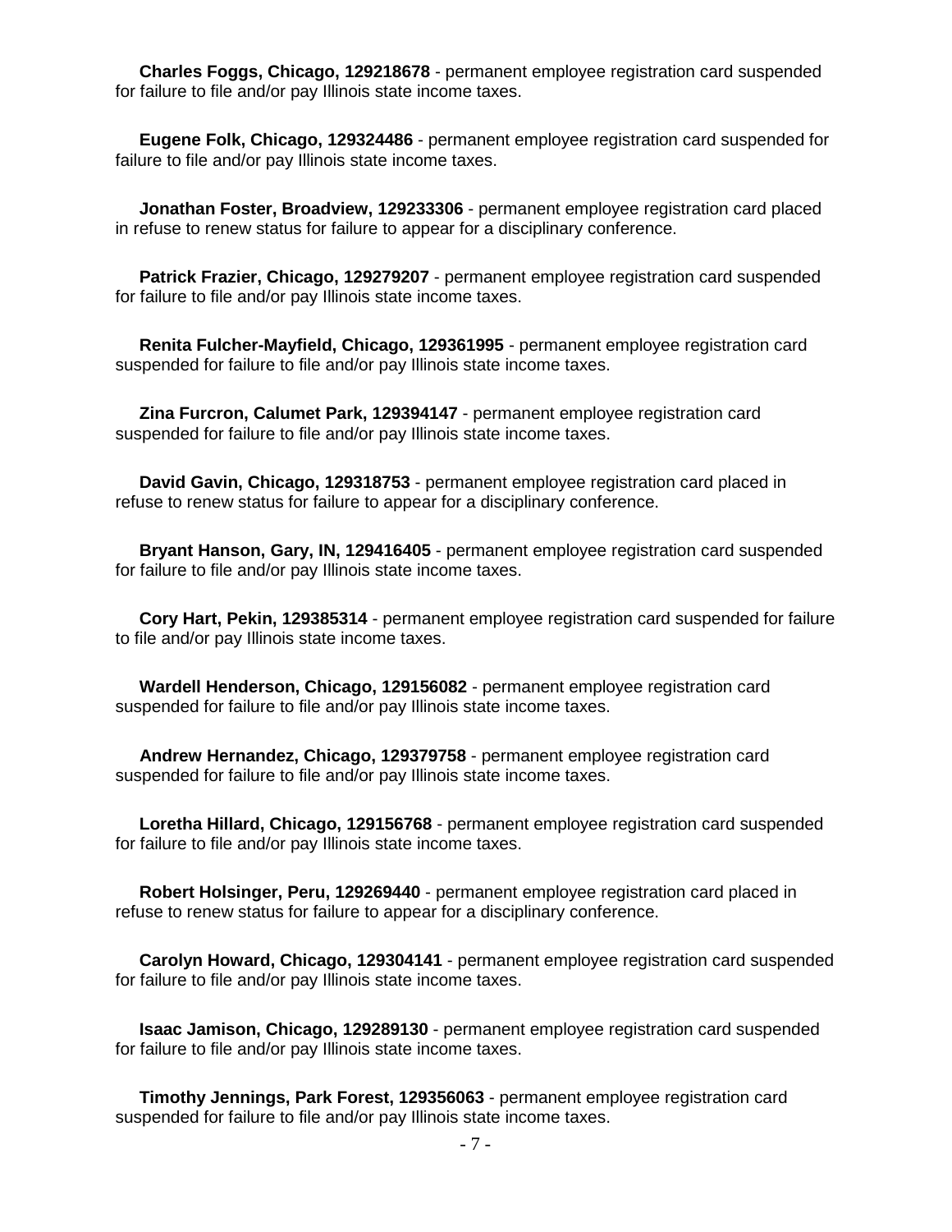**Charles Foggs, Chicago, 129218678** - permanent employee registration card suspended for failure to file and/or pay Illinois state income taxes.

**Eugene Folk, Chicago, 129324486** - permanent employee registration card suspended for failure to file and/or pay Illinois state income taxes.

**Jonathan Foster, Broadview, 129233306** - permanent employee registration card placed in refuse to renew status for failure to appear for a disciplinary conference.

**Patrick Frazier, Chicago, 129279207** - permanent employee registration card suspended for failure to file and/or pay Illinois state income taxes.

**Renita Fulcher-Mayfield, Chicago, 129361995** - permanent employee registration card suspended for failure to file and/or pay Illinois state income taxes.

**Zina Furcron, Calumet Park, 129394147** - permanent employee registration card suspended for failure to file and/or pay Illinois state income taxes.

**David Gavin, Chicago, 129318753** - permanent employee registration card placed in refuse to renew status for failure to appear for a disciplinary conference.

**Bryant Hanson, Gary, IN, 129416405** - permanent employee registration card suspended for failure to file and/or pay Illinois state income taxes.

**Cory Hart, Pekin, 129385314** - permanent employee registration card suspended for failure to file and/or pay Illinois state income taxes.

**Wardell Henderson, Chicago, 129156082** - permanent employee registration card suspended for failure to file and/or pay Illinois state income taxes.

**Andrew Hernandez, Chicago, 129379758** - permanent employee registration card suspended for failure to file and/or pay Illinois state income taxes.

**Loretha Hillard, Chicago, 129156768** - permanent employee registration card suspended for failure to file and/or pay Illinois state income taxes.

**Robert Holsinger, Peru, 129269440** - permanent employee registration card placed in refuse to renew status for failure to appear for a disciplinary conference.

**Carolyn Howard, Chicago, 129304141** - permanent employee registration card suspended for failure to file and/or pay Illinois state income taxes.

**Isaac Jamison, Chicago, 129289130** - permanent employee registration card suspended for failure to file and/or pay Illinois state income taxes.

**Timothy Jennings, Park Forest, 129356063** - permanent employee registration card suspended for failure to file and/or pay Illinois state income taxes.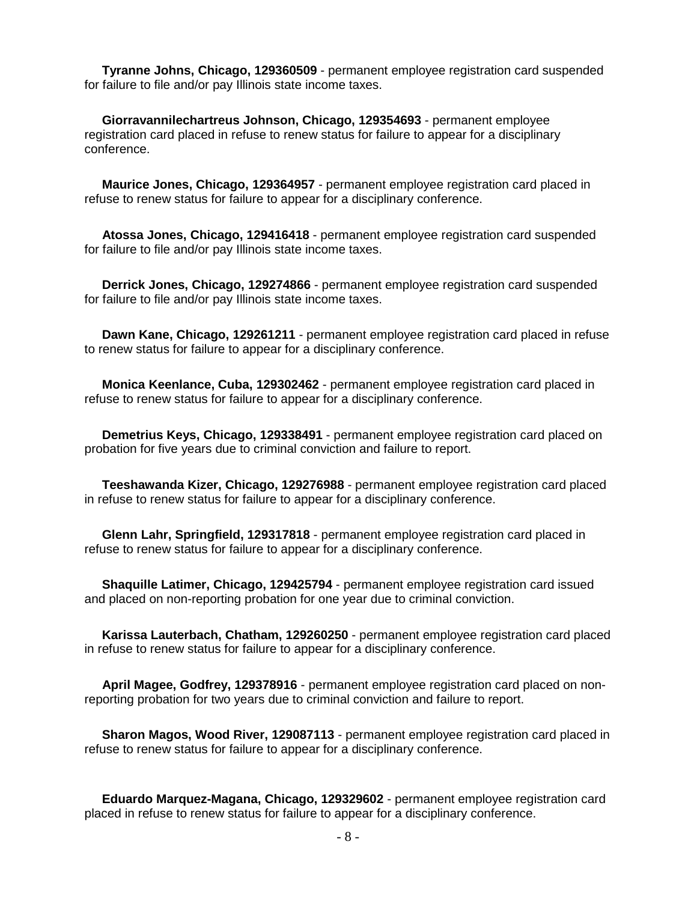**Tyranne Johns, Chicago, 129360509** - permanent employee registration card suspended for failure to file and/or pay Illinois state income taxes.

**Giorravannilechartreus Johnson, Chicago, 129354693** - permanent employee registration card placed in refuse to renew status for failure to appear for a disciplinary conference.

**Maurice Jones, Chicago, 129364957** - permanent employee registration card placed in refuse to renew status for failure to appear for a disciplinary conference.

**Atossa Jones, Chicago, 129416418** - permanent employee registration card suspended for failure to file and/or pay Illinois state income taxes.

**Derrick Jones, Chicago, 129274866** - permanent employee registration card suspended for failure to file and/or pay Illinois state income taxes.

**Dawn Kane, Chicago, 129261211** - permanent employee registration card placed in refuse to renew status for failure to appear for a disciplinary conference.

**Monica Keenlance, Cuba, 129302462** - permanent employee registration card placed in refuse to renew status for failure to appear for a disciplinary conference.

**Demetrius Keys, Chicago, 129338491** - permanent employee registration card placed on probation for five years due to criminal conviction and failure to report.

**Teeshawanda Kizer, Chicago, 129276988** - permanent employee registration card placed in refuse to renew status for failure to appear for a disciplinary conference.

**Glenn Lahr, Springfield, 129317818** - permanent employee registration card placed in refuse to renew status for failure to appear for a disciplinary conference.

**Shaquille Latimer, Chicago, 129425794** - permanent employee registration card issued and placed on non-reporting probation for one year due to criminal conviction.

**Karissa Lauterbach, Chatham, 129260250** - permanent employee registration card placed in refuse to renew status for failure to appear for a disciplinary conference.

**April Magee, Godfrey, 129378916** - permanent employee registration card placed on non-reporting probation for two years due to criminal conviction and failure to report.

**Sharon Magos, Wood River, 129087113** - permanent employee registration card placed in refuse to renew status for failure to appear for a disciplinary conference.

**Eduardo Marquez-Magana, Chicago, 129329602** - permanent employee registration card placed in refuse to renew status for failure to appear for a disciplinary conference.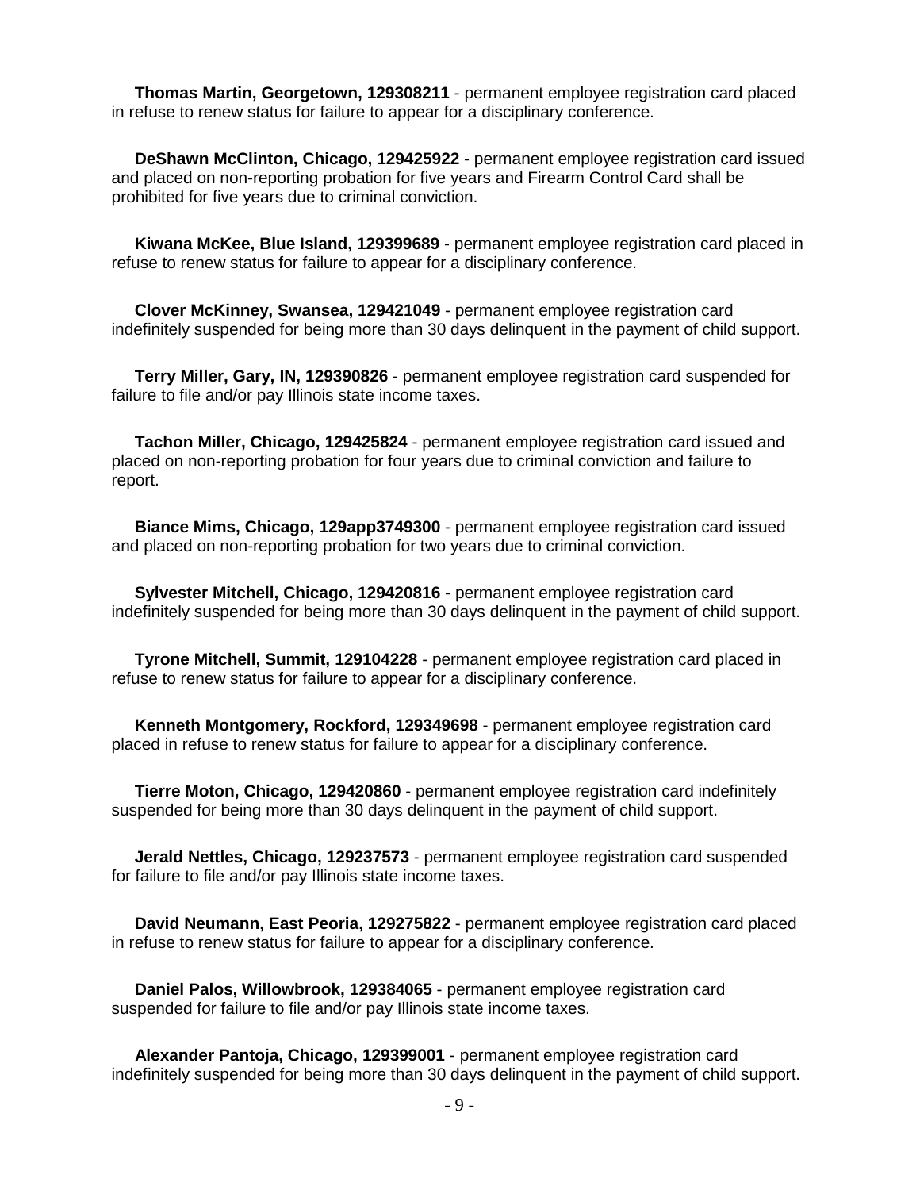**Thomas Martin, Georgetown, 129308211** - permanent employee registration card placed in refuse to renew status for failure to appear for a disciplinary conference.

**DeShawn McClinton, Chicago, 129425922** - permanent employee registration card issued and placed on non-reporting probation for five years and Firearm Control Card shall be prohibited for five years due to criminal conviction.

**Kiwana McKee, Blue Island, 129399689** - permanent employee registration card placed in refuse to renew status for failure to appear for a disciplinary conference.

**Clover McKinney, Swansea, 129421049** - permanent employee registration card indefinitely suspended for being more than 30 days delinquent in the payment of child support.

**Terry Miller, Gary, IN, 129390826** - permanent employee registration card suspended for failure to file and/or pay Illinois state income taxes.

**Tachon Miller, Chicago, 129425824** - permanent employee registration card issued and placed on non-reporting probation for four years due to criminal conviction and failure to report.

**Biance Mims, Chicago, 129app3749300** - permanent employee registration card issued and placed on non-reporting probation for two years due to criminal conviction.

**Sylvester Mitchell, Chicago, 129420816** - permanent employee registration card indefinitely suspended for being more than 30 days delinquent in the payment of child support.

**Tyrone Mitchell, Summit, 129104228** - permanent employee registration card placed in refuse to renew status for failure to appear for a disciplinary conference.

**Kenneth Montgomery, Rockford, 129349698** - permanent employee registration card placed in refuse to renew status for failure to appear for a disciplinary conference.

**Tierre Moton, Chicago, 129420860** - permanent employee registration card indefinitely suspended for being more than 30 days delinquent in the payment of child support.

**Jerald Nettles, Chicago, 129237573** - permanent employee registration card suspended for failure to file and/or pay Illinois state income taxes.

**David Neumann, East Peoria, 129275822** - permanent employee registration card placed in refuse to renew status for failure to appear for a disciplinary conference.

**Daniel Palos, Willowbrook, 129384065** - permanent employee registration card suspended for failure to file and/or pay Illinois state income taxes.

**Alexander Pantoja, Chicago, 129399001** - permanent employee registration card indefinitely suspended for being more than 30 days delinquent in the payment of child support.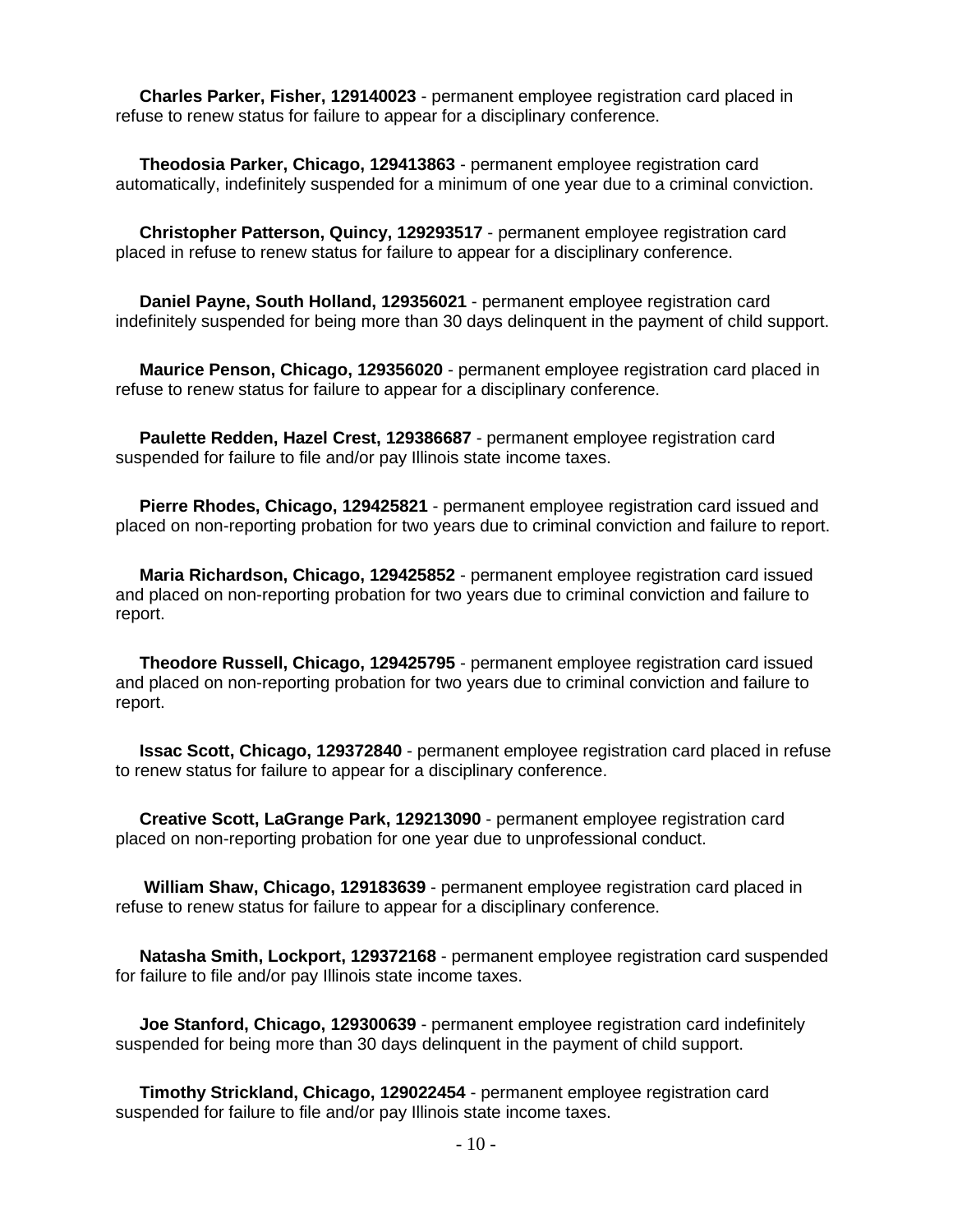**Charles Parker, Fisher, 129140023** - permanent employee registration card placed in refuse to renew status for failure to appear for a disciplinary conference.

**Theodosia Parker, Chicago, 129413863** - permanent employee registration card automatically, indefinitely suspended for a minimum of one year due to a criminal conviction.

**Christopher Patterson, Quincy, 129293517** - permanent employee registration card placed in refuse to renew status for failure to appear for a disciplinary conference.

**Daniel Payne, South Holland, 129356021** - permanent employee registration card indefinitely suspended for being more than 30 days delinquent in the payment of child support.

**Maurice Penson, Chicago, 129356020** - permanent employee registration card placed in refuse to renew status for failure to appear for a disciplinary conference.

**Paulette Redden, Hazel Crest, 129386687** - permanent employee registration card suspended for failure to file and/or pay Illinois state income taxes.

**Pierre Rhodes, Chicago, 129425821** - permanent employee registration card issued and placed on non-reporting probation for two years due to criminal conviction and failure to report.

**Maria Richardson, Chicago, 129425852** - permanent employee registration card issued and placed on non-reporting probation for two years due to criminal conviction and failure to report.

**Theodore Russell, Chicago, 129425795** - permanent employee registration card issued and placed on non-reporting probation for two years due to criminal conviction and failure to report.

**Issac Scott, Chicago, 129372840** - permanent employee registration card placed in refuse to renew status for failure to appear for a disciplinary conference.

**Creative Scott, LaGrange Park, 129213090** - permanent employee registration card placed on non-reporting probation for one year due to unprofessional conduct.

**William Shaw, Chicago, 129183639** - permanent employee registration card placed in refuse to renew status for failure to appear for a disciplinary conference.

**Natasha Smith, Lockport, 129372168** - permanent employee registration card suspended for failure to file and/or pay Illinois state income taxes.

**Joe Stanford, Chicago, 129300639** - permanent employee registration card indefinitely suspended for being more than 30 days delinquent in the payment of child support.

**Timothy Strickland, Chicago, 129022454** - permanent employee registration card suspended for failure to file and/or pay Illinois state income taxes.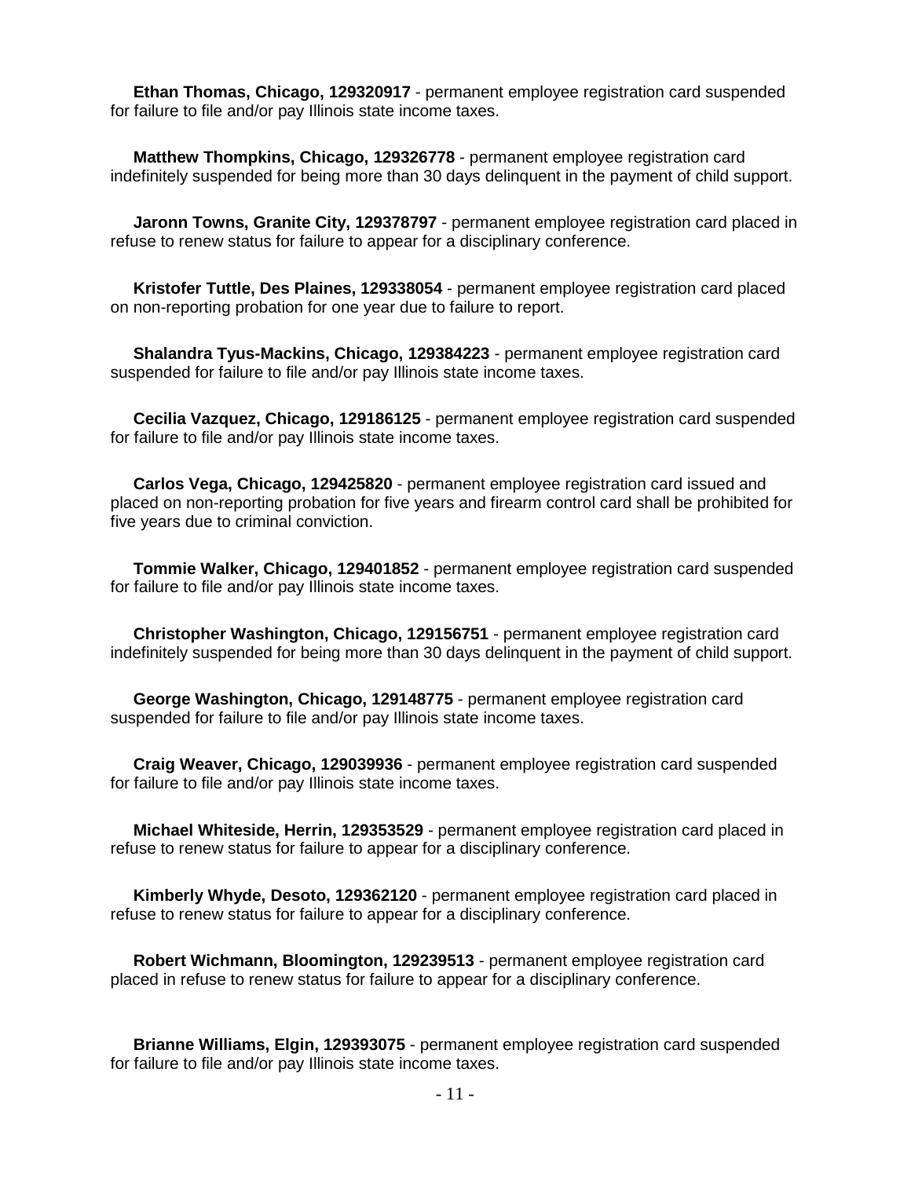**Ethan Thomas, Chicago, 129320917** - permanent employee registration card suspended for failure to file and/or pay Illinois state income taxes.

**Matthew Thompkins, Chicago, 129326778** - permanent employee registration card indefinitely suspended for being more than 30 days delinquent in the payment of child support.

**Jaronn Towns, Granite City, 129378797** - permanent employee registration card placed in refuse to renew status for failure to appear for a disciplinary conference.

**Kristofer Tuttle, Des Plaines, 129338054** - permanent employee registration card placed on non-reporting probation for one year due to failure to report.

**Shalandra Tyus-Mackins, Chicago, 129384223** - permanent employee registration card suspended for failure to file and/or pay Illinois state income taxes.

**Cecilia Vazquez, Chicago, 129186125** - permanent employee registration card suspended for failure to file and/or pay Illinois state income taxes.

**Carlos Vega, Chicago, 129425820** - permanent employee registration card issued and placed on non-reporting probation for five years and firearm control card shall be prohibited for five years due to criminal conviction.

**Tommie Walker, Chicago, 129401852** - permanent employee registration card suspended for failure to file and/or pay Illinois state income taxes.

**Christopher Washington, Chicago, 129156751** - permanent employee registration card indefinitely suspended for being more than 30 days delinquent in the payment of child support.

**George Washington, Chicago, 129148775** - permanent employee registration card suspended for failure to file and/or pay Illinois state income taxes.

**Craig Weaver, Chicago, 129039936** - permanent employee registration card suspended for failure to file and/or pay Illinois state income taxes.

**Michael Whiteside, Herrin, 129353529** - permanent employee registration card placed in refuse to renew status for failure to appear for a disciplinary conference.

**Kimberly Whyde, Desoto, 129362120** - permanent employee registration card placed in refuse to renew status for failure to appear for a disciplinary conference.

**Robert Wichmann, Bloomington, 129239513** - permanent employee registration card placed in refuse to renew status for failure to appear for a disciplinary conference.

**Brianne Williams, Elgin, 129393075** - permanent employee registration card suspended for failure to file and/or pay Illinois state income taxes.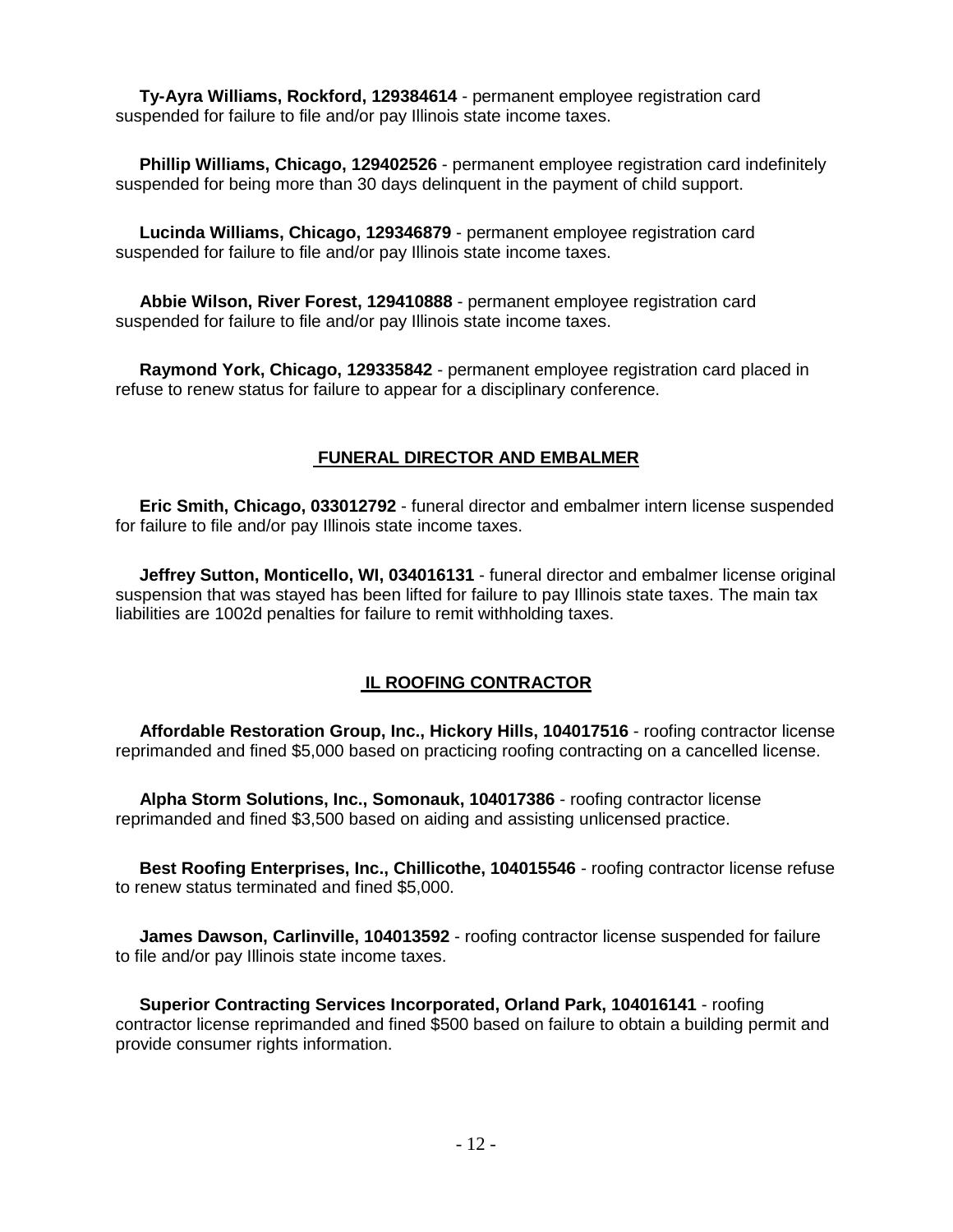**Ty-Ayra Williams, Rockford, 129384614** - permanent employee registration card suspended for failure to file and/or pay Illinois state income taxes.

**Phillip Williams, Chicago, 129402526** - permanent employee registration card indefinitely suspended for being more than 30 days delinquent in the payment of child support.

**Lucinda Williams, Chicago, 129346879** - permanent employee registration card suspended for failure to file and/or pay Illinois state income taxes.

**Abbie Wilson, River Forest, 129410888** - permanent employee registration card suspended for failure to file and/or pay Illinois state income taxes.

**Raymond York, Chicago, 129335842** - permanent employee registration card placed in refuse to renew status for failure to appear for a disciplinary conference.

## FUNERAL DIRECTOR AND EMBALMER

**Eric Smith, Chicago, 033012792** - funeral director and embalmer intern license suspended for failure to file and/or pay Illinois state income taxes.

**Jeffrey Sutton, Monticello, WI, 034016131** - funeral director and embalmer license original suspension that was stayed has been lifted for failure to pay Illinois state taxes. The main tax liabilities are 1002d penalties for failure to remit withholding taxes.

## IL ROOFING CONTRACTOR

**Affordable Restoration Group, Inc., Hickory Hills, 104017516** - roofing contractor license reprimanded and fined $5,000 based on practicing roofing contracting on a cancelled license.

**Alpha Storm Solutions, Inc., Somonauk, 104017386** - roofing contractor license reprimanded and fined $3,500 based on aiding and assisting unlicensed practice.

**Best Roofing Enterprises, Inc., Chillicothe, 104015546** - roofing contractor license refuse to renew status terminated and fined $5,000.

**James Dawson, Carlinville, 104013592** - roofing contractor license suspended for failure to file and/or pay Illinois state income taxes.

**Superior Contracting Services Incorporated, Orland Park, 104016141** - roofing contractor license reprimanded and fined $500 based on failure to obtain a building permit and provide consumer rights information.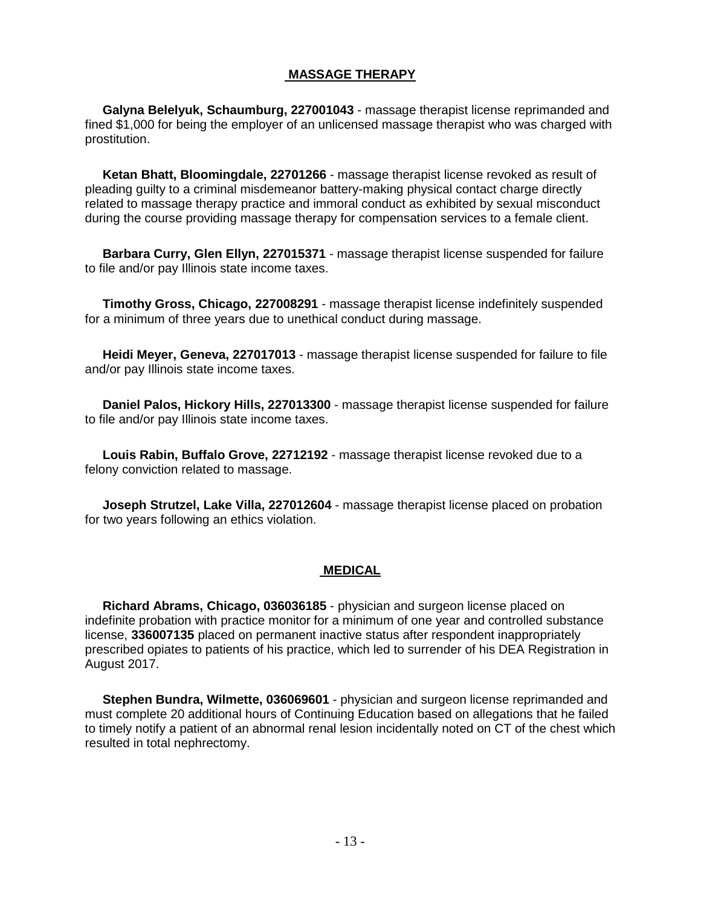## MASSAGE THERAPY

**Galyna Belelyuk, Schaumburg, 227001043** - massage therapist license reprimanded and fined $1,000 for being the employer of an unlicensed massage therapist who was charged with prostitution.

**Ketan Bhatt, Bloomingdale, 22701266** - massage therapist license revoked as result of pleading guilty to a criminal misdemeanor battery-making physical contact charge directly related to massage therapy practice and immoral conduct as exhibited by sexual misconduct during the course providing massage therapy for compensation services to a female client.

**Barbara Curry, Glen Ellyn, 227015371** - massage therapist license suspended for failure to file and/or pay Illinois state income taxes.

**Timothy Gross, Chicago, 227008291** - massage therapist license indefinitely suspended for a minimum of three years due to unethical conduct during massage.

**Heidi Meyer, Geneva, 227017013** - massage therapist license suspended for failure to file and/or pay Illinois state income taxes.

**Daniel Palos, Hickory Hills, 227013300** - massage therapist license suspended for failure to file and/or pay Illinois state income taxes.

**Louis Rabin, Buffalo Grove, 22712192** - massage therapist license revoked due to a felony conviction related to massage.

**Joseph Strutzel, Lake Villa, 227012604** - massage therapist license placed on probation for two years following an ethics violation.

## MEDICAL

**Richard Abrams, Chicago, 036036185** - physician and surgeon license placed on indefinite probation with practice monitor for a minimum of one year and controlled substance license, **336007135** placed on permanent inactive status after respondent inappropriately prescribed opiates to patients of his practice, which led to surrender of his DEA Registration in August 2017.

**Stephen Bundra, Wilmette, 036069601** - physician and surgeon license reprimanded and must complete 20 additional hours of Continuing Education based on allegations that he failed to timely notify a patient of an abnormal renal lesion incidentally noted on CT of the chest which resulted in total nephrectomy.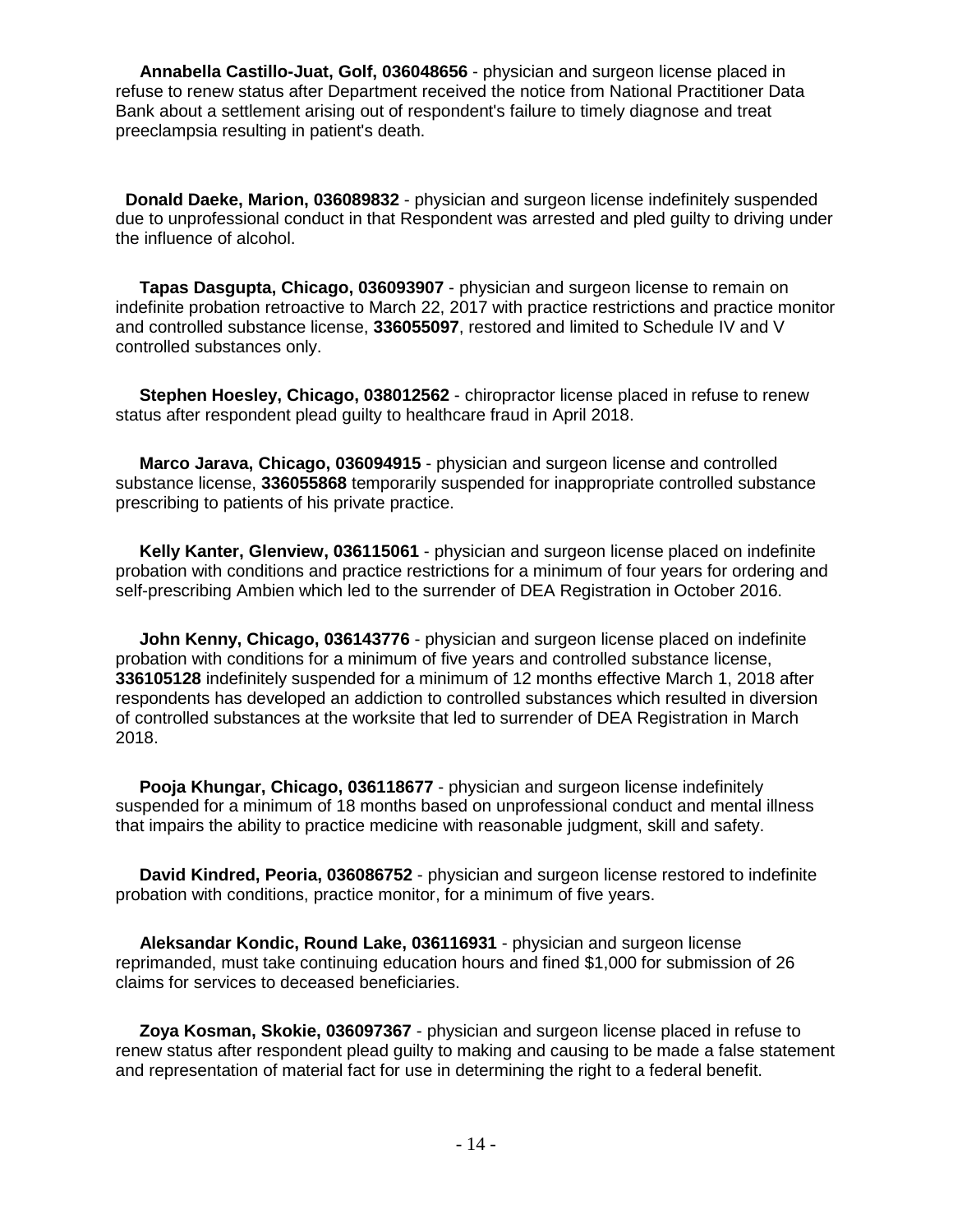**Annabella Castillo-Juat, Golf, 036048656** - physician and surgeon license placed in refuse to renew status after Department received the notice from National Practitioner Data Bank about a settlement arising out of respondent's failure to timely diagnose and treat preeclampsia resulting in patient's death.

**Donald Daeke, Marion, 036089832** - physician and surgeon license indefinitely suspended due to unprofessional conduct in that Respondent was arrested and pled guilty to driving under the influence of alcohol.

**Tapas Dasgupta, Chicago, 036093907** - physician and surgeon license to remain on indefinite probation retroactive to March 22, 2017 with practice restrictions and practice monitor and controlled substance license, **336055097**, restored and limited to Schedule IV and V controlled substances only.

**Stephen Hoesley, Chicago, 038012562** - chiropractor license placed in refuse to renew status after respondent plead guilty to healthcare fraud in April 2018.

**Marco Jarava, Chicago, 036094915** - physician and surgeon license and controlled substance license, **336055868** temporarily suspended for inappropriate controlled substance prescribing to patients of his private practice.

**Kelly Kanter, Glenview, 036115061** - physician and surgeon license placed on indefinite probation with conditions and practice restrictions for a minimum of four years for ordering and self-prescribing Ambien which led to the surrender of DEA Registration in October 2016.

**John Kenny, Chicago, 036143776** - physician and surgeon license placed on indefinite probation with conditions for a minimum of five years and controlled substance license, **336105128** indefinitely suspended for a minimum of 12 months effective March 1, 2018 after respondents has developed an addiction to controlled substances which resulted in diversion of controlled substances at the worksite that led to surrender of DEA Registration in March 2018.

**Pooja Khungar, Chicago, 036118677** - physician and surgeon license indefinitely suspended for a minimum of 18 months based on unprofessional conduct and mental illness that impairs the ability to practice medicine with reasonable judgment, skill and safety.

**David Kindred, Peoria, 036086752** - physician and surgeon license restored to indefinite probation with conditions, practice monitor, for a minimum of five years.

**Aleksandar Kondic, Round Lake, 036116931** - physician and surgeon license reprimanded, must take continuing education hours and fined $1,000 for submission of 26 claims for services to deceased beneficiaries.

**Zoya Kosman, Skokie, 036097367** - physician and surgeon license placed in refuse to renew status after respondent plead guilty to making and causing to be made a false statement and representation of material fact for use in determining the right to a federal benefit.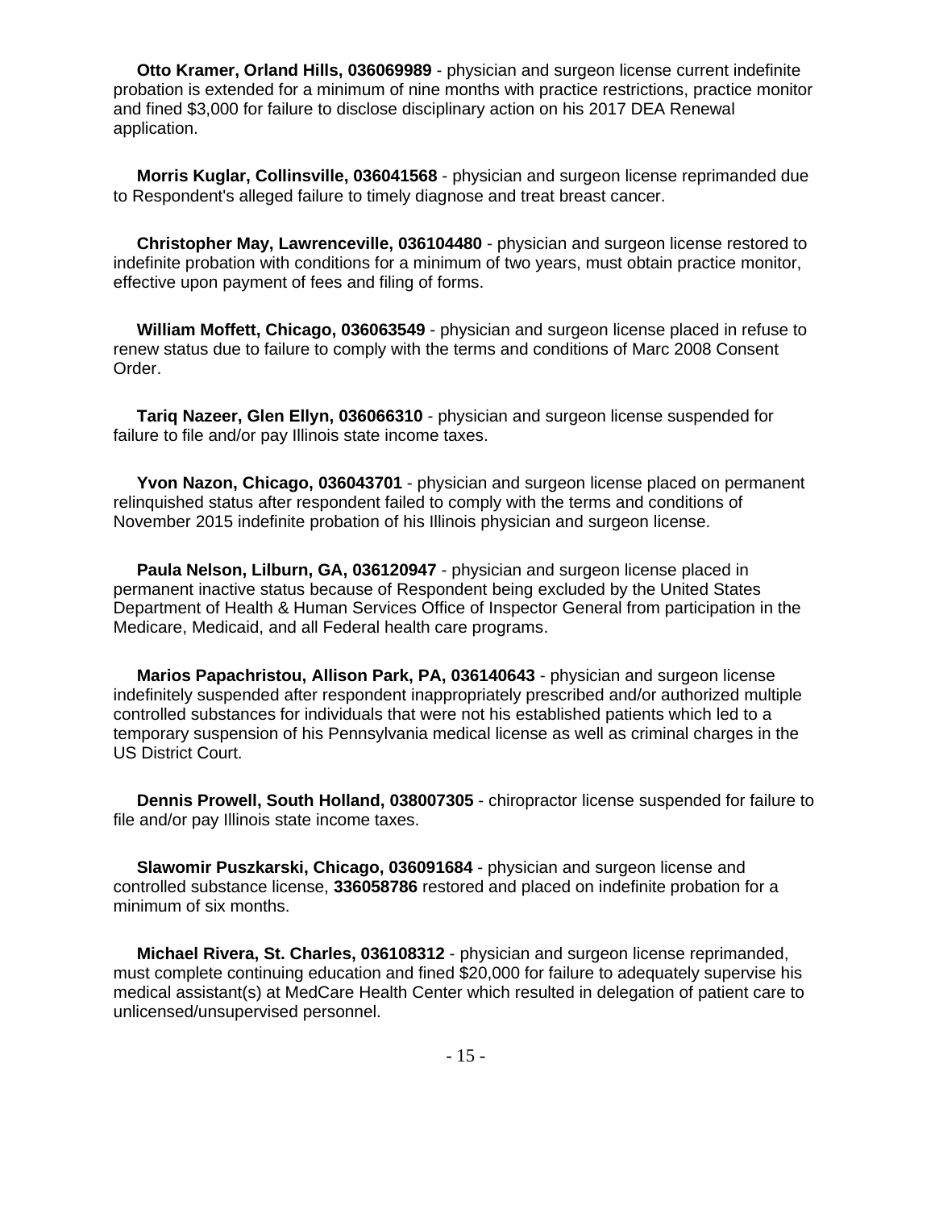**Otto Kramer, Orland Hills, 036069989** - physician and surgeon license current indefinite probation is extended for a minimum of nine months with practice restrictions, practice monitor and fined $3,000 for failure to disclose disciplinary action on his 2017 DEA Renewal application.

**Morris Kuglar, Collinsville, 036041568** - physician and surgeon license reprimanded due to Respondent's alleged failure to timely diagnose and treat breast cancer.

**Christopher May, Lawrenceville, 036104480** - physician and surgeon license restored to indefinite probation with conditions for a minimum of two years, must obtain practice monitor, effective upon payment of fees and filing of forms.

**William Moffett, Chicago, 036063549** - physician and surgeon license placed in refuse to renew status due to failure to comply with the terms and conditions of Marc 2008 Consent Order.

**Tariq Nazeer, Glen Ellyn, 036066310** - physician and surgeon license suspended for failure to file and/or pay Illinois state income taxes.

**Yvon Nazon, Chicago, 036043701** - physician and surgeon license placed on permanent relinquished status after respondent failed to comply with the terms and conditions of November 2015 indefinite probation of his Illinois physician and surgeon license.

**Paula Nelson, Lilburn, GA, 036120947** - physician and surgeon license placed in permanent inactive status because of Respondent being excluded by the United States Department of Health & Human Services Office of Inspector General from participation in the Medicare, Medicaid, and all Federal health care programs.

**Marios Papachristou, Allison Park, PA, 036140643** - physician and surgeon license indefinitely suspended after respondent inappropriately prescribed and/or authorized multiple controlled substances for individuals that were not his established patients which led to a temporary suspension of his Pennsylvania medical license as well as criminal charges in the US District Court.

**Dennis Prowell, South Holland, 038007305** - chiropractor license suspended for failure to file and/or pay Illinois state income taxes.

**Slawomir Puszkarski, Chicago, 036091684** - physician and surgeon license and controlled substance license, **336058786** restored and placed on indefinite probation for a minimum of six months.

**Michael Rivera, St. Charles, 036108312** - physician and surgeon license reprimanded, must complete continuing education and fined $20,000 for failure to adequately supervise his medical assistant(s) at MedCare Health Center which resulted in delegation of patient care to unlicensed/unsupervised personnel.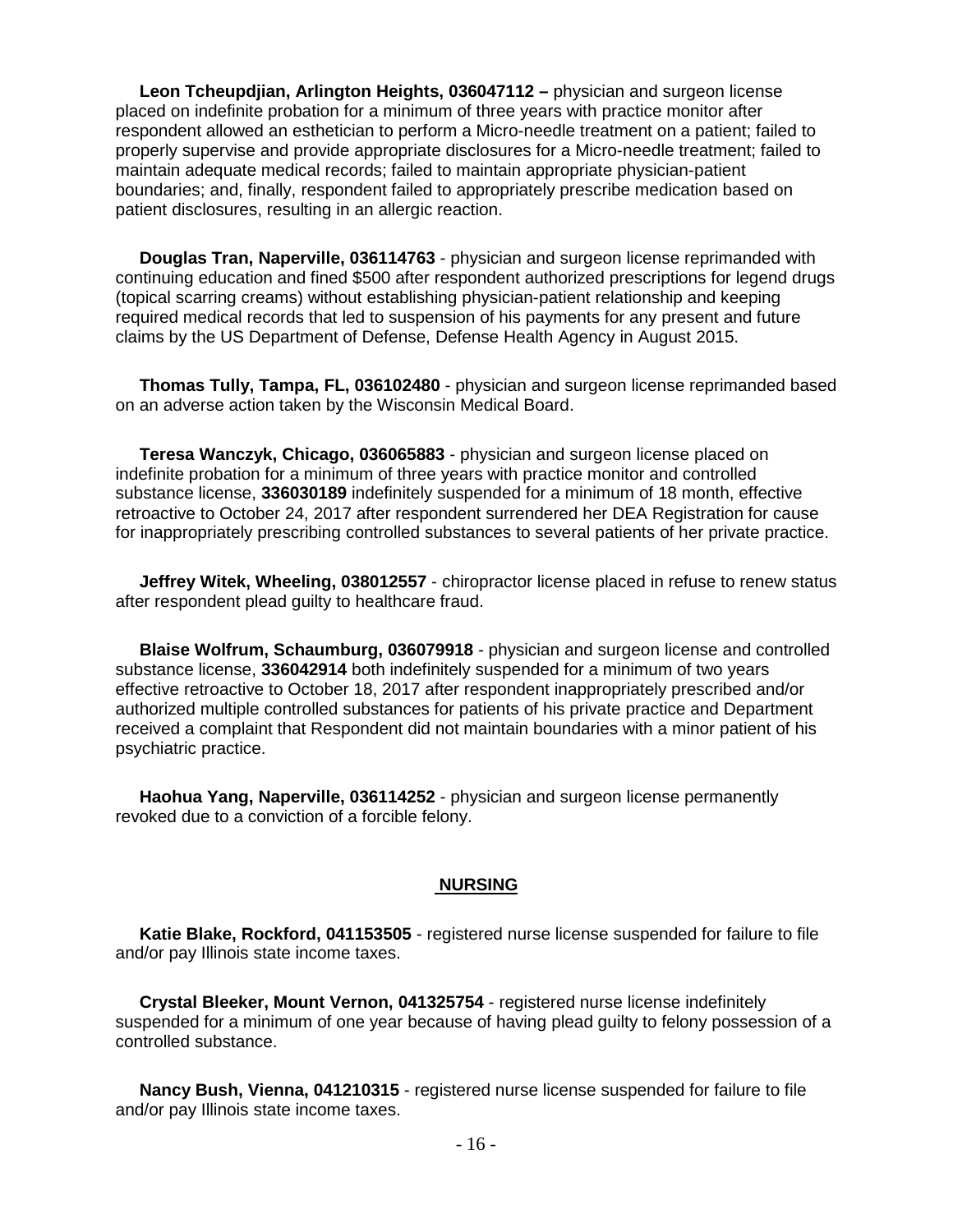**Leon Tcheupdjian, Arlington Heights, 036047112 –** physician and surgeon license placed on indefinite probation for a minimum of three years with practice monitor after respondent allowed an esthetician to perform a Micro-needle treatment on a patient; failed to properly supervise and provide appropriate disclosures for a Micro-needle treatment; failed to maintain adequate medical records; failed to maintain appropriate physician-patient boundaries; and, finally, respondent failed to appropriately prescribe medication based on patient disclosures, resulting in an allergic reaction.

**Douglas Tran, Naperville, 036114763** - physician and surgeon license reprimanded with continuing education and fined $500 after respondent authorized prescriptions for legend drugs (topical scarring creams) without establishing physician-patient relationship and keeping required medical records that led to suspension of his payments for any present and future claims by the US Department of Defense, Defense Health Agency in August 2015.

**Thomas Tully, Tampa, FL, 036102480** - physician and surgeon license reprimanded based on an adverse action taken by the Wisconsin Medical Board.

**Teresa Wanczyk, Chicago, 036065883** - physician and surgeon license placed on indefinite probation for a minimum of three years with practice monitor and controlled substance license, **336030189** indefinitely suspended for a minimum of 18 month, effective retroactive to October 24, 2017 after respondent surrendered her DEA Registration for cause for inappropriately prescribing controlled substances to several patients of her private practice.

**Jeffrey Witek, Wheeling, 038012557** - chiropractor license placed in refuse to renew status after respondent plead guilty to healthcare fraud.

**Blaise Wolfrum, Schaumburg, 036079918** - physician and surgeon license and controlled substance license, **336042914** both indefinitely suspended for a minimum of two years effective retroactive to October 18, 2017 after respondent inappropriately prescribed and/or authorized multiple controlled substances for patients of his private practice and Department received a complaint that Respondent did not maintain boundaries with a minor patient of his psychiatric practice.

**Haohua Yang, Naperville, 036114252** - physician and surgeon license permanently revoked due to a conviction of a forcible felony.

## NURSING

**Katie Blake, Rockford, 041153505** - registered nurse license suspended for failure to file and/or pay Illinois state income taxes.

**Crystal Bleeker, Mount Vernon, 041325754** - registered nurse license indefinitely suspended for a minimum of one year because of having plead guilty to felony possession of a controlled substance.

**Nancy Bush, Vienna, 041210315** - registered nurse license suspended for failure to file and/or pay Illinois state income taxes.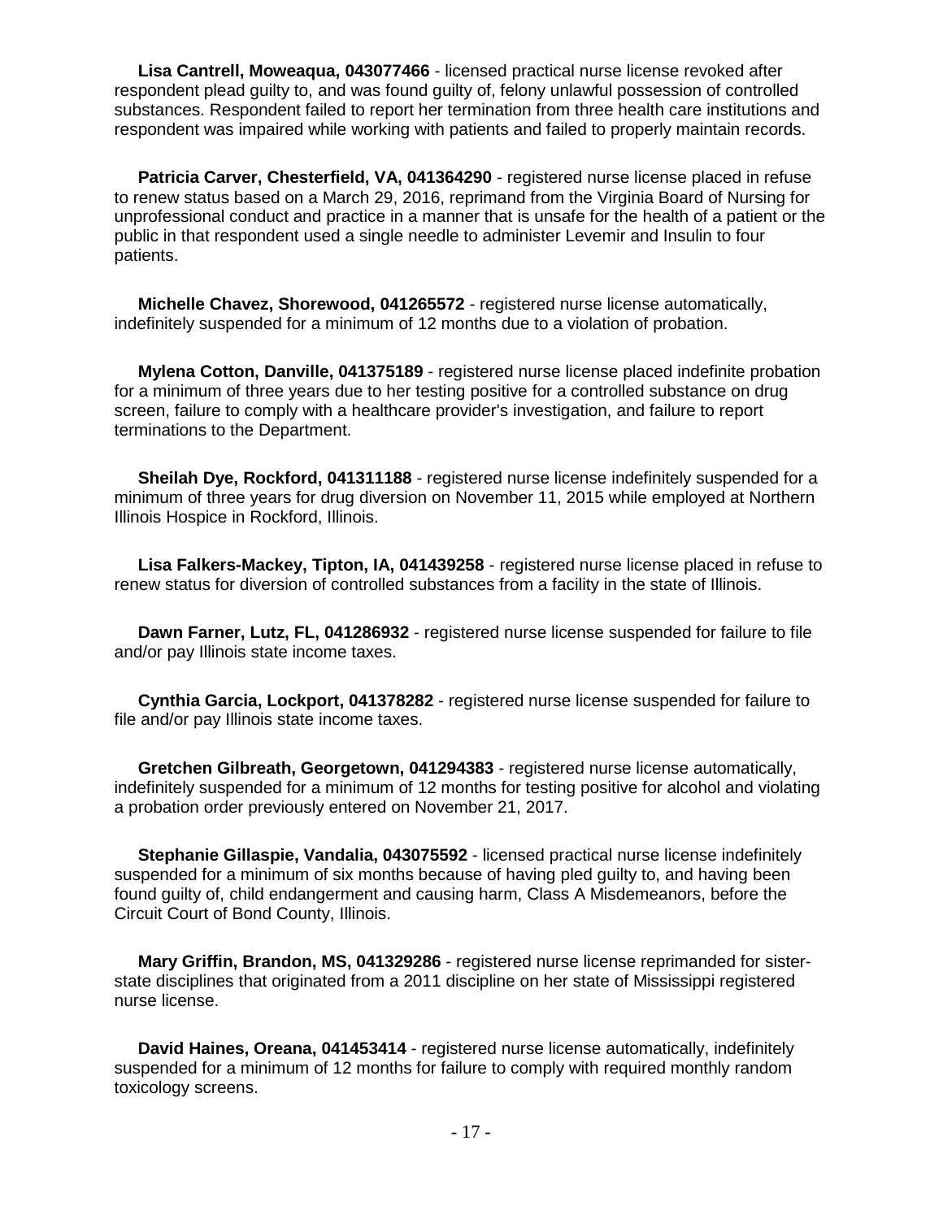**Lisa Cantrell, Moweaqua, 043077466** - licensed practical nurse license revoked after respondent plead guilty to, and was found guilty of, felony unlawful possession of controlled substances. Respondent failed to report her termination from three health care institutions and respondent was impaired while working with patients and failed to properly maintain records.

**Patricia Carver, Chesterfield, VA, 041364290** - registered nurse license placed in refuse to renew status based on a March 29, 2016, reprimand from the Virginia Board of Nursing for unprofessional conduct and practice in a manner that is unsafe for the health of a patient or the public in that respondent used a single needle to administer Levemir and Insulin to four patients.

**Michelle Chavez, Shorewood, 041265572** - registered nurse license automatically, indefinitely suspended for a minimum of 12 months due to a violation of probation.

**Mylena Cotton, Danville, 041375189** - registered nurse license placed indefinite probation for a minimum of three years due to her testing positive for a controlled substance on drug screen, failure to comply with a healthcare provider's investigation, and failure to report terminations to the Department.

**Sheilah Dye, Rockford, 041311188** - registered nurse license indefinitely suspended for a minimum of three years for drug diversion on November 11, 2015 while employed at Northern Illinois Hospice in Rockford, Illinois.

**Lisa Falkers-Mackey, Tipton, IA, 041439258** - registered nurse license placed in refuse to renew status for diversion of controlled substances from a facility in the state of Illinois.

**Dawn Farner, Lutz, FL, 041286932** - registered nurse license suspended for failure to file and/or pay Illinois state income taxes.

**Cynthia Garcia, Lockport, 041378282** - registered nurse license suspended for failure to file and/or pay Illinois state income taxes.

**Gretchen Gilbreath, Georgetown, 041294383** - registered nurse license automatically, indefinitely suspended for a minimum of 12 months for testing positive for alcohol and violating a probation order previously entered on November 21, 2017.

**Stephanie Gillaspie, Vandalia, 043075592** - licensed practical nurse license indefinitely suspended for a minimum of six months because of having pled guilty to, and having been found guilty of, child endangerment and causing harm, Class A Misdemeanors, before the Circuit Court of Bond County, Illinois.

**Mary Griffin, Brandon, MS, 041329286** - registered nurse license reprimanded for sister-state disciplines that originated from a 2011 discipline on her state of Mississippi registered nurse license.

**David Haines, Oreana, 041453414** - registered nurse license automatically, indefinitely suspended for a minimum of 12 months for failure to comply with required monthly random toxicology screens.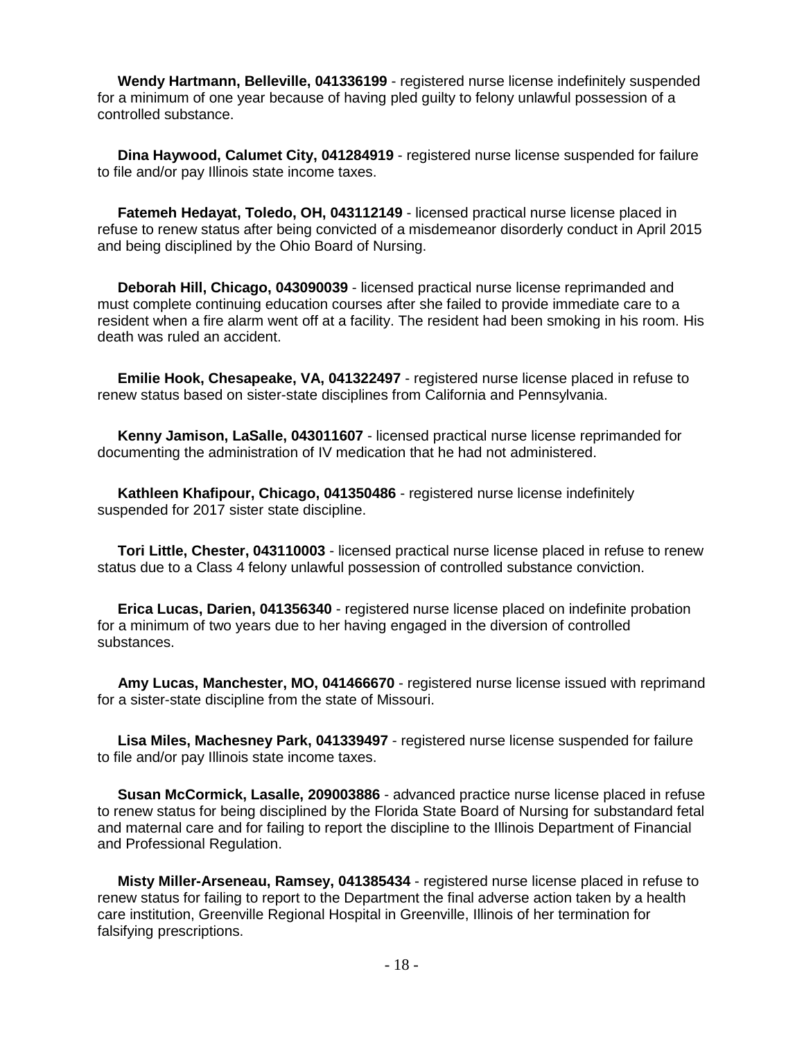**Wendy Hartmann, Belleville, 041336199** - registered nurse license indefinitely suspended for a minimum of one year because of having pled guilty to felony unlawful possession of a controlled substance.

**Dina Haywood, Calumet City, 041284919** - registered nurse license suspended for failure to file and/or pay Illinois state income taxes.

**Fatemeh Hedayat, Toledo, OH, 043112149** - licensed practical nurse license placed in refuse to renew status after being convicted of a misdemeanor disorderly conduct in April 2015 and being disciplined by the Ohio Board of Nursing.

**Deborah Hill, Chicago, 043090039** - licensed practical nurse license reprimanded and must complete continuing education courses after she failed to provide immediate care to a resident when a fire alarm went off at a facility. The resident had been smoking in his room. His death was ruled an accident.

**Emilie Hook, Chesapeake, VA, 041322497** - registered nurse license placed in refuse to renew status based on sister-state disciplines from California and Pennsylvania.

**Kenny Jamison, LaSalle, 043011607** - licensed practical nurse license reprimanded for documenting the administration of IV medication that he had not administered.

**Kathleen Khafipour, Chicago, 041350486** - registered nurse license indefinitely suspended for 2017 sister state discipline.

**Tori Little, Chester, 043110003** - licensed practical nurse license placed in refuse to renew status due to a Class 4 felony unlawful possession of controlled substance conviction.

**Erica Lucas, Darien, 041356340** - registered nurse license placed on indefinite probation for a minimum of two years due to her having engaged in the diversion of controlled substances.

**Amy Lucas, Manchester, MO, 041466670** - registered nurse license issued with reprimand for a sister-state discipline from the state of Missouri.

**Lisa Miles, Machesney Park, 041339497** - registered nurse license suspended for failure to file and/or pay Illinois state income taxes.

**Susan McCormick, Lasalle, 209003886** - advanced practice nurse license placed in refuse to renew status for being disciplined by the Florida State Board of Nursing for substandard fetal and maternal care and for failing to report the discipline to the Illinois Department of Financial and Professional Regulation.

**Misty Miller-Arseneau, Ramsey, 041385434** - registered nurse license placed in refuse to renew status for failing to report to the Department the final adverse action taken by a health care institution, Greenville Regional Hospital in Greenville, Illinois of her termination for falsifying prescriptions.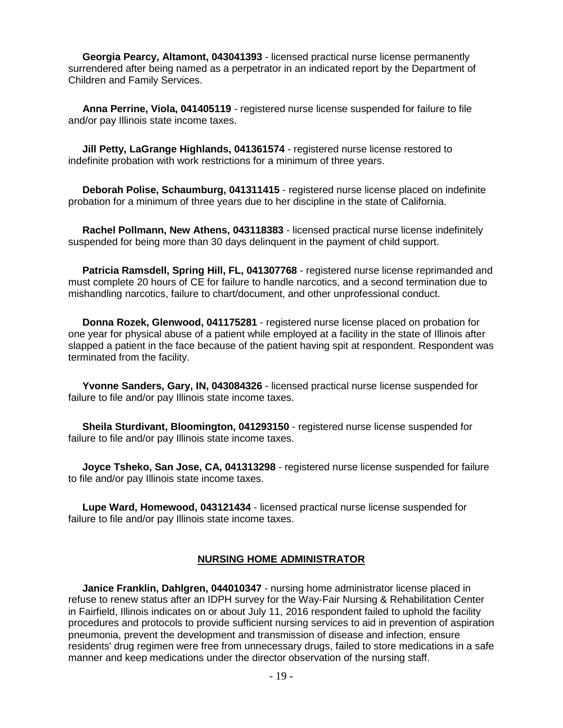**Georgia Pearcy, Altamont, 043041393** - licensed practical nurse license permanently surrendered after being named as a perpetrator in an indicated report by the Department of Children and Family Services.

**Anna Perrine, Viola, 041405119** - registered nurse license suspended for failure to file and/or pay Illinois state income taxes.

**Jill Petty, LaGrange Highlands, 041361574** - registered nurse license restored to indefinite probation with work restrictions for a minimum of three years.

**Deborah Polise, Schaumburg, 041311415** - registered nurse license placed on indefinite probation for a minimum of three years due to her discipline in the state of California.

**Rachel Pollmann, New Athens, 043118383** - licensed practical nurse license indefinitely suspended for being more than 30 days delinquent in the payment of child support.

**Patricia Ramsdell, Spring Hill, FL, 041307768** - registered nurse license reprimanded and must complete 20 hours of CE for failure to handle narcotics, and a second termination due to mishandling narcotics, failure to chart/document, and other unprofessional conduct.

**Donna Rozek, Glenwood, 041175281** - registered nurse license placed on probation for one year for physical abuse of a patient while employed at a facility in the state of Illinois after slapped a patient in the face because of the patient having spit at respondent. Respondent was terminated from the facility.

**Yvonne Sanders, Gary, IN, 043084326** - licensed practical nurse license suspended for failure to file and/or pay Illinois state income taxes.

**Sheila Sturdivant, Bloomington, 041293150** - registered nurse license suspended for failure to file and/or pay Illinois state income taxes.

**Joyce Tsheko, San Jose, CA, 041313298** - registered nurse license suspended for failure to file and/or pay Illinois state income taxes.

**Lupe Ward, Homewood, 043121434** - licensed practical nurse license suspended for failure to file and/or pay Illinois state income taxes.

## NURSING HOME ADMINISTRATOR

**Janice Franklin, Dahlgren, 044010347** - nursing home administrator license placed in refuse to renew status after an IDPH survey for the Way-Fair Nursing & Rehabilitation Center in Fairfield, Illinois indicates on or about July 11, 2016 respondent failed to uphold the facility procedures and protocols to provide sufficient nursing services to aid in prevention of aspiration pneumonia, prevent the development and transmission of disease and infection, ensure residents' drug regimen were free from unnecessary drugs, failed to store medications in a safe manner and keep medications under the director observation of the nursing staff.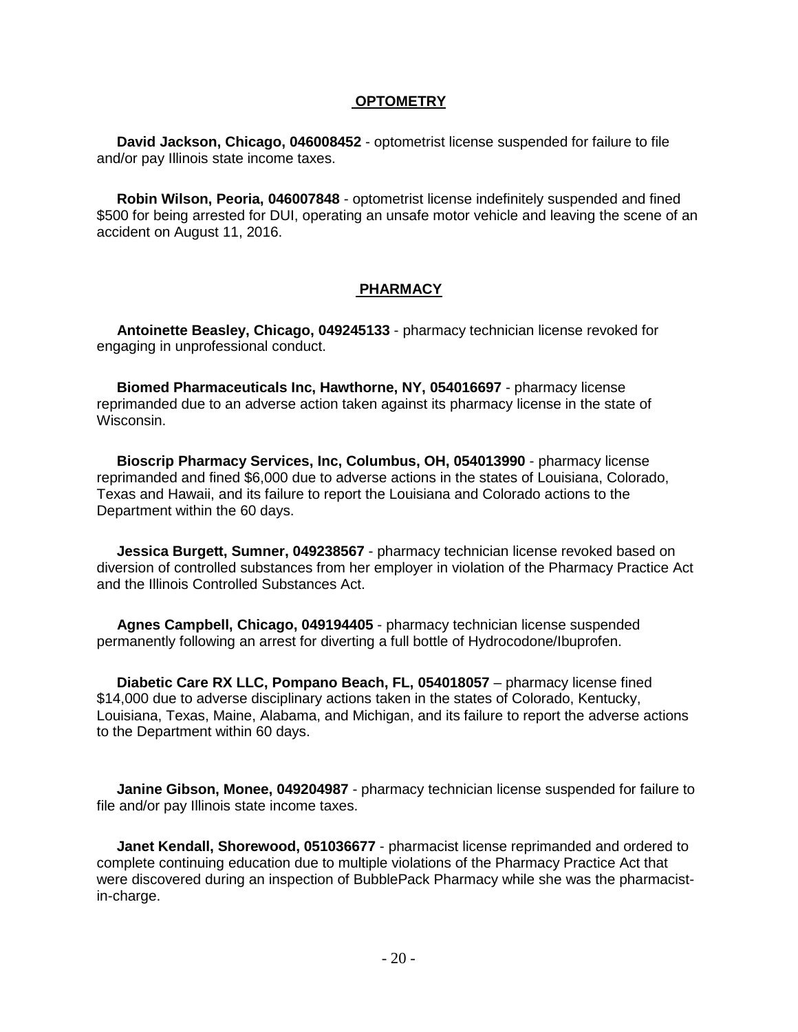## OPTOMETRY

**David Jackson, Chicago, 046008452** - optometrist license suspended for failure to file and/or pay Illinois state income taxes.

**Robin Wilson, Peoria, 046007848** - optometrist license indefinitely suspended and fined $500 for being arrested for DUI, operating an unsafe motor vehicle and leaving the scene of an accident on August 11, 2016.

## PHARMACY

**Antoinette Beasley, Chicago, 049245133** - pharmacy technician license revoked for engaging in unprofessional conduct.

**Biomed Pharmaceuticals Inc, Hawthorne, NY, 054016697** - pharmacy license reprimanded due to an adverse action taken against its pharmacy license in the state of Wisconsin.

**Bioscrip Pharmacy Services, Inc, Columbus, OH, 054013990** - pharmacy license reprimanded and fined $6,000 due to adverse actions in the states of Louisiana, Colorado, Texas and Hawaii, and its failure to report the Louisiana and Colorado actions to the Department within the 60 days.

**Jessica Burgett, Sumner, 049238567** - pharmacy technician license revoked based on diversion of controlled substances from her employer in violation of the Pharmacy Practice Act and the Illinois Controlled Substances Act.

**Agnes Campbell, Chicago, 049194405** - pharmacy technician license suspended permanently following an arrest for diverting a full bottle of Hydrocodone/Ibuprofen.

**Diabetic Care RX LLC, Pompano Beach, FL, 054018057** – pharmacy license fined $14,000 due to adverse disciplinary actions taken in the states of Colorado, Kentucky, Louisiana, Texas, Maine, Alabama, and Michigan, and its failure to report the adverse actions to the Department within 60 days.

**Janine Gibson, Monee, 049204987** - pharmacy technician license suspended for failure to file and/or pay Illinois state income taxes.

**Janet Kendall, Shorewood, 051036677** - pharmacist license reprimanded and ordered to complete continuing education due to multiple violations of the Pharmacy Practice Act that were discovered during an inspection of BubblePack Pharmacy while she was the pharmacist-in-charge.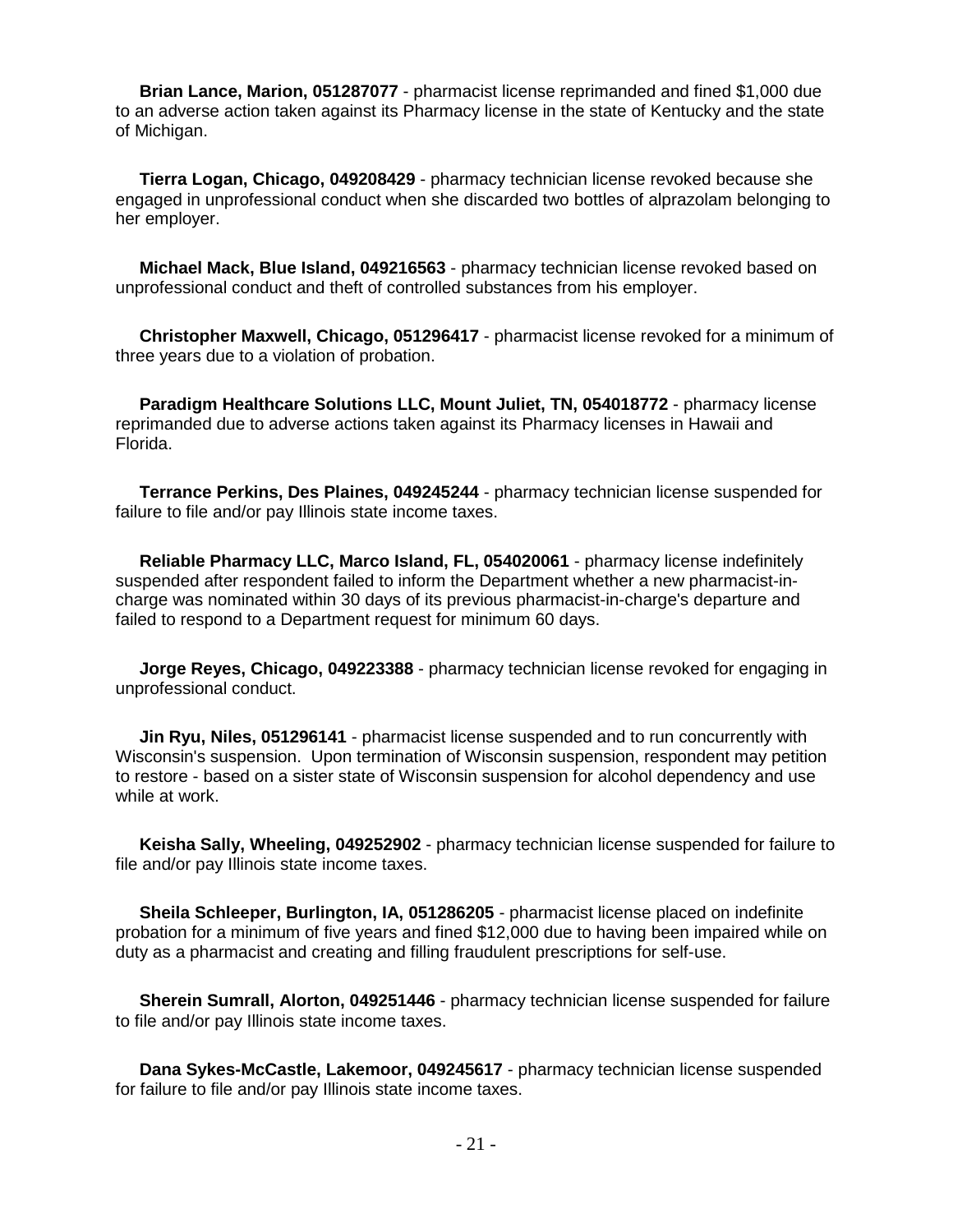**Brian Lance, Marion, 051287077** - pharmacist license reprimanded and fined $1,000 due to an adverse action taken against its Pharmacy license in the state of Kentucky and the state of Michigan.

**Tierra Logan, Chicago, 049208429** - pharmacy technician license revoked because she engaged in unprofessional conduct when she discarded two bottles of alprazolam belonging to her employer.

**Michael Mack, Blue Island, 049216563** - pharmacy technician license revoked based on unprofessional conduct and theft of controlled substances from his employer.

**Christopher Maxwell, Chicago, 051296417** - pharmacist license revoked for a minimum of three years due to a violation of probation.

**Paradigm Healthcare Solutions LLC, Mount Juliet, TN, 054018772** - pharmacy license reprimanded due to adverse actions taken against its Pharmacy licenses in Hawaii and Florida.

**Terrance Perkins, Des Plaines, 049245244** - pharmacy technician license suspended for failure to file and/or pay Illinois state income taxes.

**Reliable Pharmacy LLC, Marco Island, FL, 054020061** - pharmacy license indefinitely suspended after respondent failed to inform the Department whether a new pharmacist-in-charge was nominated within 30 days of its previous pharmacist-in-charge's departure and failed to respond to a Department request for minimum 60 days.

**Jorge Reyes, Chicago, 049223388** - pharmacy technician license revoked for engaging in unprofessional conduct.

**Jin Ryu, Niles, 051296141** - pharmacist license suspended and to run concurrently with Wisconsin's suspension. Upon termination of Wisconsin suspension, respondent may petition to restore - based on a sister state of Wisconsin suspension for alcohol dependency and use while at work.

**Keisha Sally, Wheeling, 049252902** - pharmacy technician license suspended for failure to file and/or pay Illinois state income taxes.

**Sheila Schleeper, Burlington, IA, 051286205** - pharmacist license placed on indefinite probation for a minimum of five years and fined $12,000 due to having been impaired while on duty as a pharmacist and creating and filling fraudulent prescriptions for self-use.

**Sherein Sumrall, Alorton, 049251446** - pharmacy technician license suspended for failure to file and/or pay Illinois state income taxes.

**Dana Sykes-McCastle, Lakemoor, 049245617** - pharmacy technician license suspended for failure to file and/or pay Illinois state income taxes.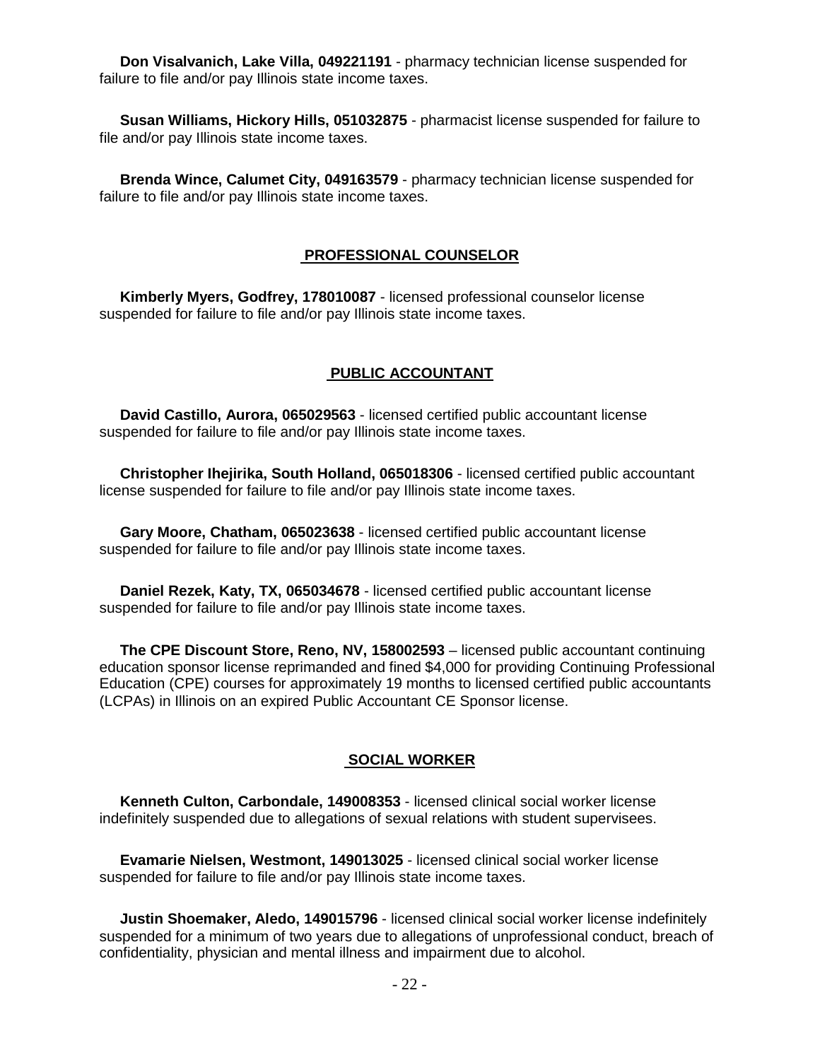**Don Visalvanich, Lake Villa, 049221191** - pharmacy technician license suspended for failure to file and/or pay Illinois state income taxes.

**Susan Williams, Hickory Hills, 051032875** - pharmacist license suspended for failure to file and/or pay Illinois state income taxes.

**Brenda Wince, Calumet City, 049163579** - pharmacy technician license suspended for failure to file and/or pay Illinois state income taxes.

## PROFESSIONAL COUNSELOR

**Kimberly Myers, Godfrey, 178010087** - licensed professional counselor license suspended for failure to file and/or pay Illinois state income taxes.

## PUBLIC ACCOUNTANT

**David Castillo, Aurora, 065029563** - licensed certified public accountant license suspended for failure to file and/or pay Illinois state income taxes.

**Christopher Ihejirika, South Holland, 065018306** - licensed certified public accountant license suspended for failure to file and/or pay Illinois state income taxes.

**Gary Moore, Chatham, 065023638** - licensed certified public accountant license suspended for failure to file and/or pay Illinois state income taxes.

**Daniel Rezek, Katy, TX, 065034678** - licensed certified public accountant license suspended for failure to file and/or pay Illinois state income taxes.

**The CPE Discount Store, Reno, NV, 158002593** – licensed public accountant continuing education sponsor license reprimanded and fined $4,000 for providing Continuing Professional Education (CPE) courses for approximately 19 months to licensed certified public accountants (LCPAs) in Illinois on an expired Public Accountant CE Sponsor license.

## SOCIAL WORKER

**Kenneth Culton, Carbondale, 149008353** - licensed clinical social worker license indefinitely suspended due to allegations of sexual relations with student supervisees.

**Evamarie Nielsen, Westmont, 149013025** - licensed clinical social worker license suspended for failure to file and/or pay Illinois state income taxes.

**Justin Shoemaker, Aledo, 149015796** - licensed clinical social worker license indefinitely suspended for a minimum of two years due to allegations of unprofessional conduct, breach of confidentiality, physician and mental illness and impairment due to alcohol.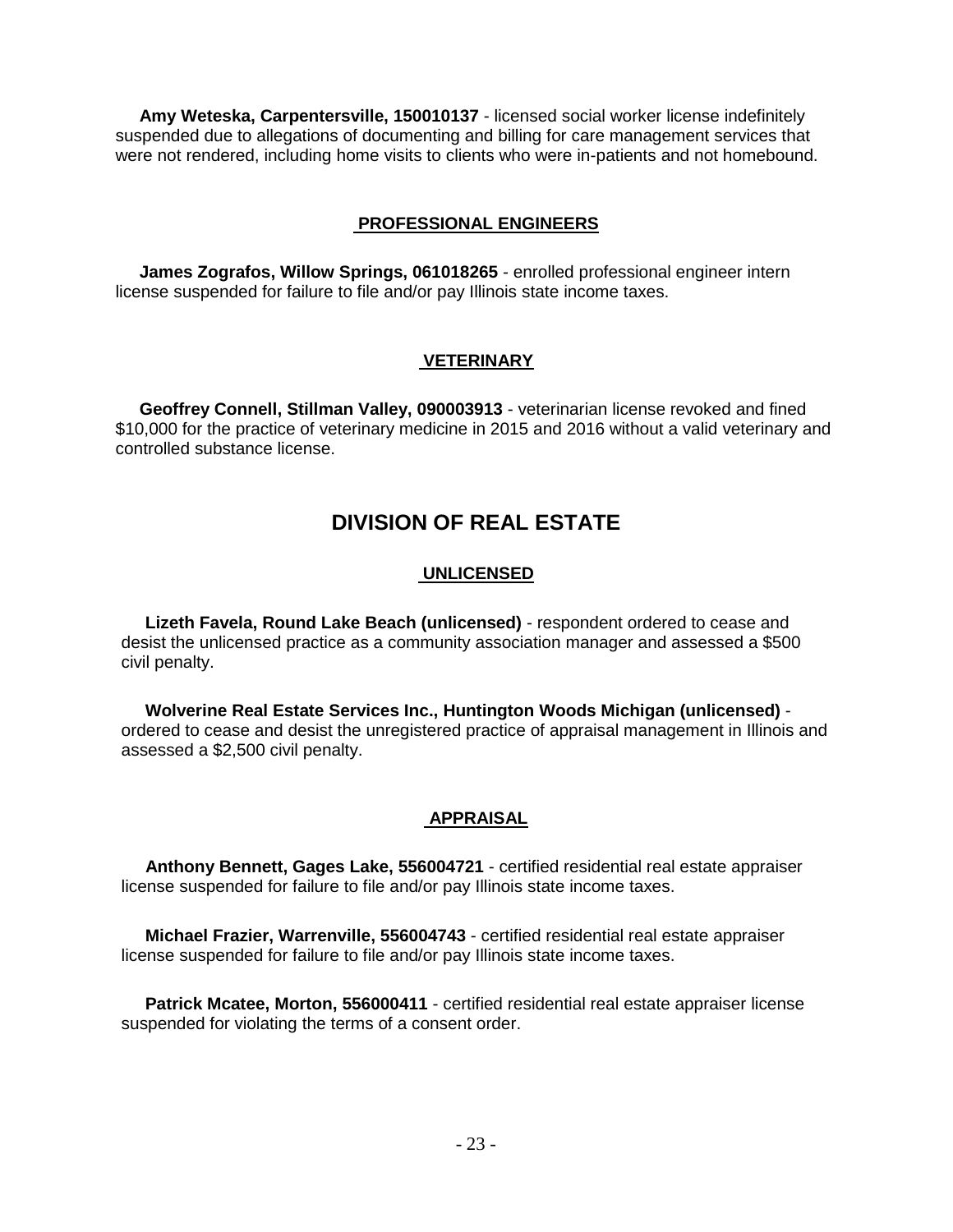**Amy Weteska, Carpentersville, 150010137** - licensed social worker license indefinitely suspended due to allegations of documenting and billing for care management services that were not rendered, including home visits to clients who were in-patients and not homebound.

### PROFESSIONAL ENGINEERS

**James Zografos, Willow Springs, 061018265** - enrolled professional engineer intern license suspended for failure to file and/or pay Illinois state income taxes.

### VETERINARY

**Geoffrey Connell, Stillman Valley, 090003913** - veterinarian license revoked and fined $10,000 for the practice of veterinary medicine in 2015 and 2016 without a valid veterinary and controlled substance license.

## DIVISION OF REAL ESTATE

### UNLICENSED

**Lizeth Favela, Round Lake Beach (unlicensed)** - respondent ordered to cease and desist the unlicensed practice as a community association manager and assessed a $500 civil penalty.

**Wolverine Real Estate Services Inc., Huntington Woods Michigan (unlicensed)** - ordered to cease and desist the unregistered practice of appraisal management in Illinois and assessed a $2,500 civil penalty.

### APPRAISAL

**Anthony Bennett, Gages Lake, 556004721** - certified residential real estate appraiser license suspended for failure to file and/or pay Illinois state income taxes.

**Michael Frazier, Warrenville, 556004743** - certified residential real estate appraiser license suspended for failure to file and/or pay Illinois state income taxes.

**Patrick Mcatee, Morton, 556000411** - certified residential real estate appraiser license suspended for violating the terms of a consent order.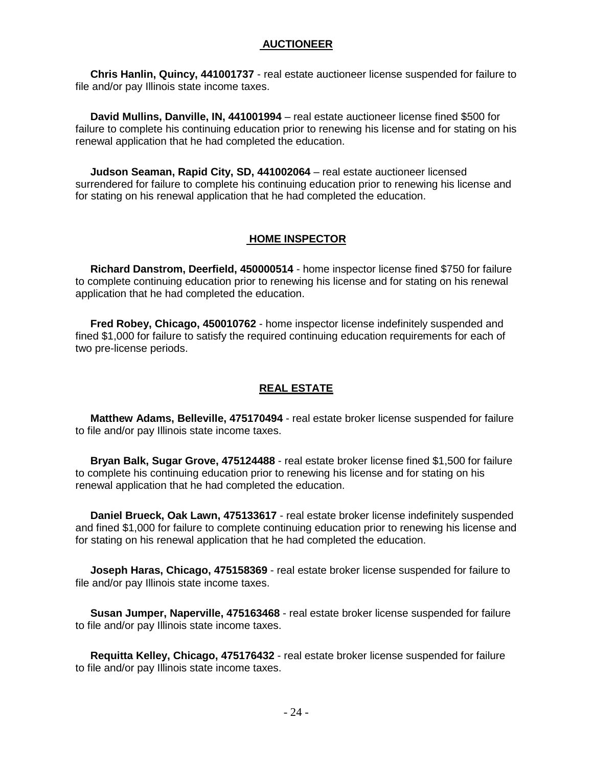## AUCTIONEER

**Chris Hanlin, Quincy, 441001737** - real estate auctioneer license suspended for failure to file and/or pay Illinois state income taxes.

**David Mullins, Danville, IN, 441001994** – real estate auctioneer license fined $500 for failure to complete his continuing education prior to renewing his license and for stating on his renewal application that he had completed the education.

**Judson Seaman, Rapid City, SD, 441002064** – real estate auctioneer licensed surrendered for failure to complete his continuing education prior to renewing his license and for stating on his renewal application that he had completed the education.

## HOME INSPECTOR

**Richard Danstrom, Deerfield, 450000514** - home inspector license fined $750 for failure to complete continuing education prior to renewing his license and for stating on his renewal application that he had completed the education.

**Fred Robey, Chicago, 450010762** - home inspector license indefinitely suspended and fined $1,000 for failure to satisfy the required continuing education requirements for each of two pre-license periods.

## REAL ESTATE

**Matthew Adams, Belleville, 475170494** - real estate broker license suspended for failure to file and/or pay Illinois state income taxes.

**Bryan Balk, Sugar Grove, 475124488** - real estate broker license fined $1,500 for failure to complete his continuing education prior to renewing his license and for stating on his renewal application that he had completed the education.

**Daniel Brueck, Oak Lawn, 475133617** - real estate broker license indefinitely suspended and fined $1,000 for failure to complete continuing education prior to renewing his license and for stating on his renewal application that he had completed the education.

**Joseph Haras, Chicago, 475158369** - real estate broker license suspended for failure to file and/or pay Illinois state income taxes.

**Susan Jumper, Naperville, 475163468** - real estate broker license suspended for failure to file and/or pay Illinois state income taxes.

**Requitta Kelley, Chicago, 475176432** - real estate broker license suspended for failure to file and/or pay Illinois state income taxes.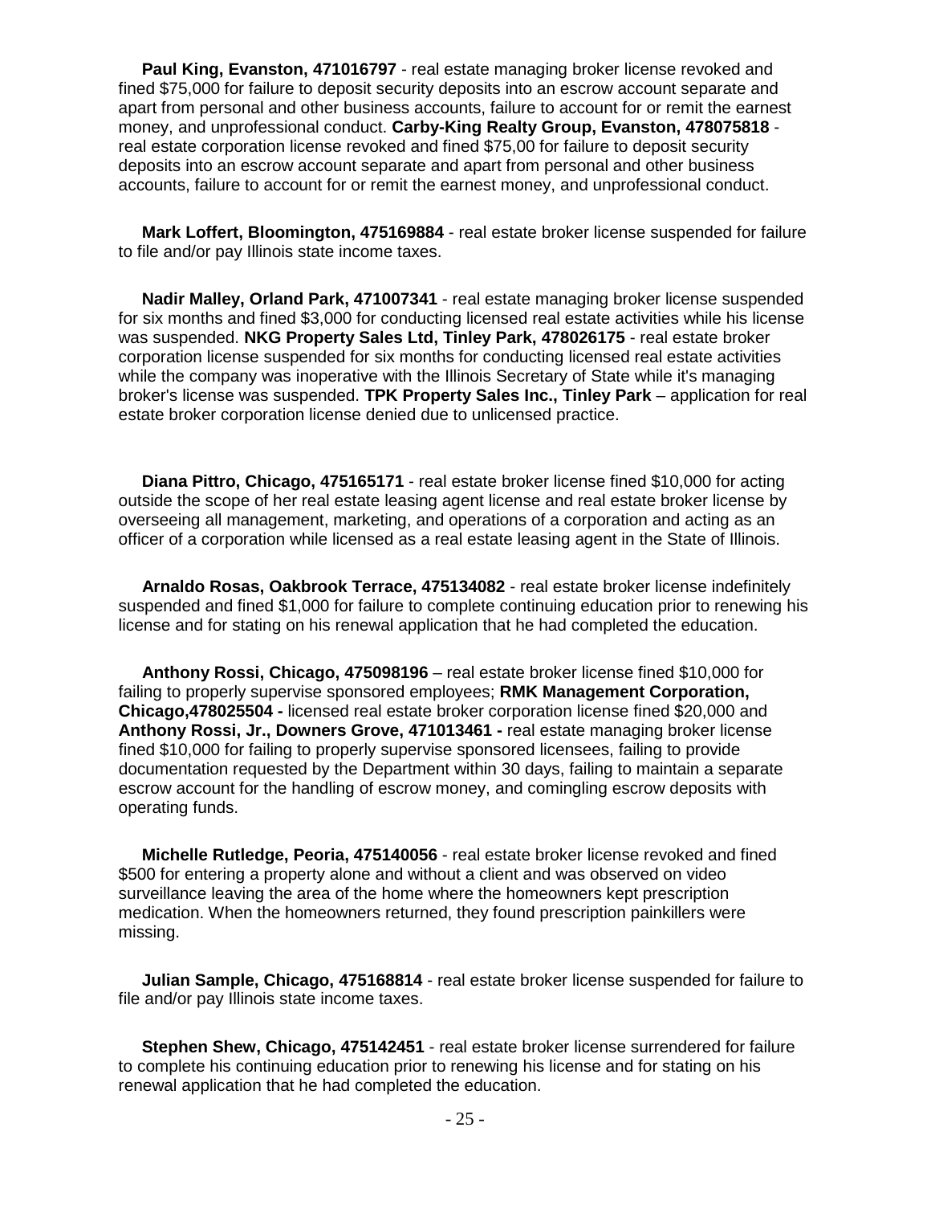**Paul King, Evanston, 471016797** - real estate managing broker license revoked and fined $75,000 for failure to deposit security deposits into an escrow account separate and apart from personal and other business accounts, failure to account for or remit the earnest money, and unprofessional conduct. **Carby-King Realty Group, Evanston, 478075818** - real estate corporation license revoked and fined $75,00 for failure to deposit security deposits into an escrow account separate and apart from personal and other business accounts, failure to account for or remit the earnest money, and unprofessional conduct.

**Mark Loffert, Bloomington, 475169884** - real estate broker license suspended for failure to file and/or pay Illinois state income taxes.

**Nadir Malley, Orland Park, 471007341** - real estate managing broker license suspended for six months and fined $3,000 for conducting licensed real estate activities while his license was suspended. **NKG Property Sales Ltd, Tinley Park, 478026175** - real estate broker corporation license suspended for six months for conducting licensed real estate activities while the company was inoperative with the Illinois Secretary of State while it's managing broker's license was suspended. **TPK Property Sales Inc., Tinley Park** – application for real estate broker corporation license denied due to unlicensed practice.

**Diana Pittro, Chicago, 475165171** - real estate broker license fined $10,000 for acting outside the scope of her real estate leasing agent license and real estate broker license by overseeing all management, marketing, and operations of a corporation and acting as an officer of a corporation while licensed as a real estate leasing agent in the State of Illinois.

**Arnaldo Rosas, Oakbrook Terrace, 475134082** - real estate broker license indefinitely suspended and fined $1,000 for failure to complete continuing education prior to renewing his license and for stating on his renewal application that he had completed the education.

**Anthony Rossi, Chicago, 475098196** – real estate broker license fined $10,000 for failing to properly supervise sponsored employees; **RMK Management Corporation, Chicago,478025504 -** licensed real estate broker corporation license fined $20,000 and **Anthony Rossi, Jr., Downers Grove, 471013461 -** real estate managing broker license fined $10,000 for failing to properly supervise sponsored licensees, failing to provide documentation requested by the Department within 30 days, failing to maintain a separate escrow account for the handling of escrow money, and comingling escrow deposits with operating funds.

**Michelle Rutledge, Peoria, 475140056** - real estate broker license revoked and fined $500 for entering a property alone and without a client and was observed on video surveillance leaving the area of the home where the homeowners kept prescription medication. When the homeowners returned, they found prescription painkillers were missing.

**Julian Sample, Chicago, 475168814** - real estate broker license suspended for failure to file and/or pay Illinois state income taxes.

**Stephen Shew, Chicago, 475142451** - real estate broker license surrendered for failure to complete his continuing education prior to renewing his license and for stating on his renewal application that he had completed the education.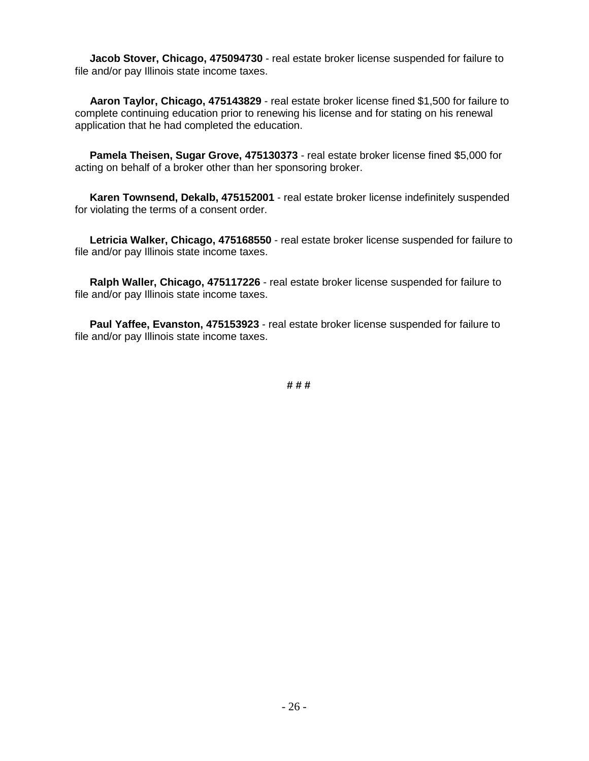**Jacob Stover, Chicago, 475094730** - real estate broker license suspended for failure to file and/or pay Illinois state income taxes.

**Aaron Taylor, Chicago, 475143829** - real estate broker license fined $1,500 for failure to complete continuing education prior to renewing his license and for stating on his renewal application that he had completed the education.

**Pamela Theisen, Sugar Grove, 475130373** - real estate broker license fined $5,000 for acting on behalf of a broker other than her sponsoring broker.

**Karen Townsend, Dekalb, 475152001** - real estate broker license indefinitely suspended for violating the terms of a consent order.

**Letricia Walker, Chicago, 475168550** - real estate broker license suspended for failure to file and/or pay Illinois state income taxes.

**Ralph Waller, Chicago, 475117226** - real estate broker license suspended for failure to file and/or pay Illinois state income taxes.

**Paul Yaffee, Evanston, 475153923** - real estate broker license suspended for failure to file and/or pay Illinois state income taxes.

**# # #**